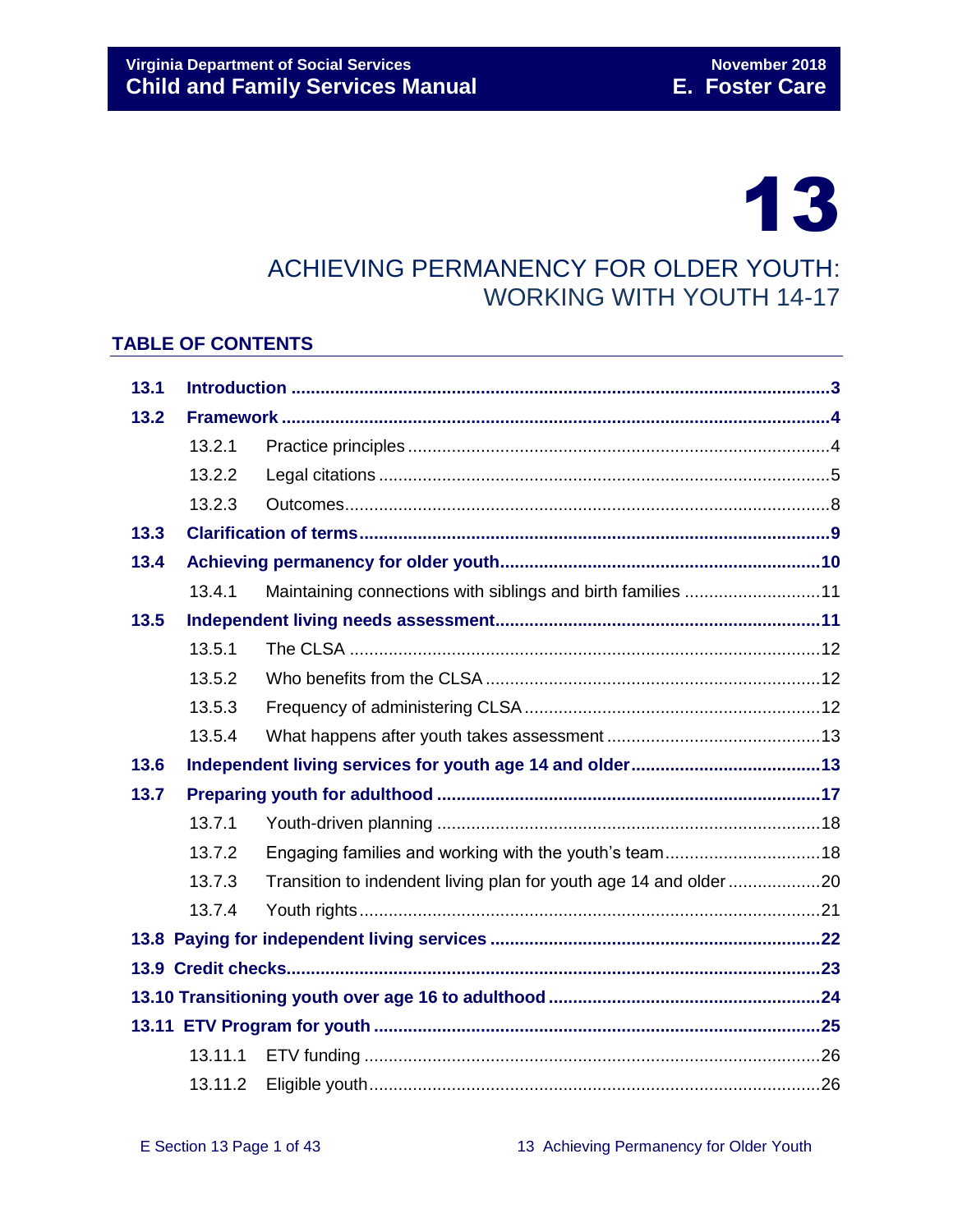# 13

## ACHIEVING PERMANENCY FOR OLDER YOUTH: WORKING WITH YOUTH 14-17

### TABLE OF CONTENTS

| | | |
|---|---|---|
| **13.1** | **Introduction** | **3** |
| **13.2** | **Framework** | **4** |
| 13.2.1 | Practice principles | 4 |
| 13.2.2 | Legal citations | 5 |
| 13.2.3 | Outcomes | 8 |
| **13.3** | **Clarification of terms** | **9** |
| **13.4** | **Achieving permanency for older youth** | **10** |
| 13.4.1 | Maintaining connections with siblings and birth families | 11 |
| **13.5** | **Independent living needs assessment** | **11** |
| 13.5.1 | The CLSA | 12 |
| 13.5.2 | Who benefits from the CLSA | 12 |
| 13.5.3 | Frequency of administering CLSA | 12 |
| 13.5.4 | What happens after youth takes assessment | 13 |
| **13.6** | **Independent living services for youth age 14 and older** | **13** |
| **13.7** | **Preparing youth for adulthood** | **17** |
| 13.7.1 | Youth-driven planning | 18 |
| 13.7.2 | Engaging families and working with the youth's team | 18 |
| 13.7.3 | Transition to indendent living plan for youth age 14 and older | 20 |
| 13.7.4 | Youth rights | 21 |
| **13.8** | **Paying for independent living services** | **22** |
| **13.9** | **Credit checks** | **23** |
| **13.10** | **Transitioning youth over age 16 to adulthood** | **24** |
| **13.11** | **ETV Program for youth** | **25** |
| 13.11.1 | ETV funding | 26 |
| 13.11.2 | Eligible youth | 26 |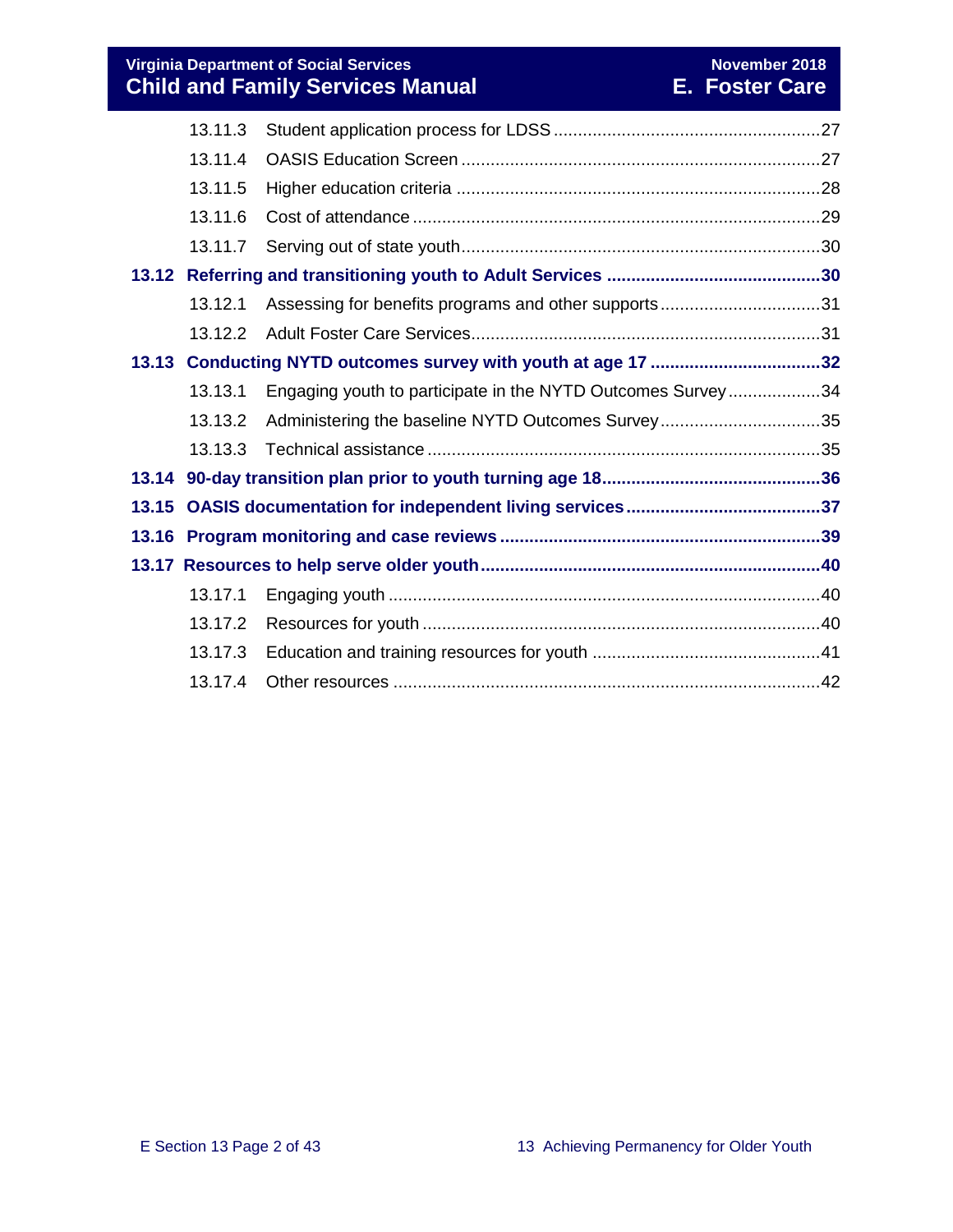13.11.3 Student application process for LDSS ....................................................27

13.11.4 OASIS Education Screen ....................................................27

13.11.5 Higher education criteria ....................................................28

13.11.6 Cost of attendance ....................................................29

13.11.7 Serving out of state youth ....................................................30

**13.12 Referring and transitioning youth to Adult Services ....................................................30**

13.12.1 Assessing for benefits programs and other supports ....................................................31

13.12.2 Adult Foster Care Services ....................................................31

**13.13 Conducting NYTD outcomes survey with youth at age 17 ....................................................32**

13.13.1 Engaging youth to participate in the NYTD Outcomes Survey ....................................................34

13.13.2 Administering the baseline NYTD Outcomes Survey ....................................................35

13.13.3 Technical assistance ....................................................35

**13.14 90-day transition plan prior to youth turning age 18 ....................................................36**

**13.15 OASIS documentation for independent living services ....................................................37**

**13.16 Program monitoring and case reviews ....................................................39**

**13.17 Resources to help serve older youth ....................................................40**

13.17.1 Engaging youth ....................................................40

13.17.2 Resources for youth ....................................................40

13.17.3 Education and training resources for youth ....................................................41

13.17.4 Other resources ....................................................42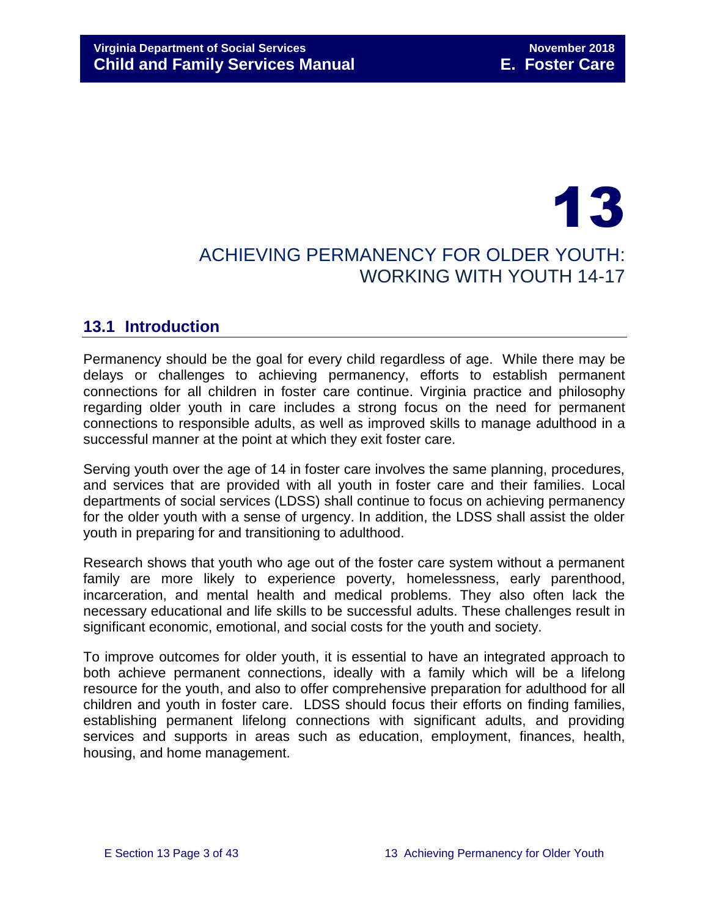# 13

## ACHIEVING PERMANENCY FOR OLDER YOUTH: WORKING WITH YOUTH 14-17

## 13.1 Introduction

Permanency should be the goal for every child regardless of age. While there may be delays or challenges to achieving permanency, efforts to establish permanent connections for all children in foster care continue. Virginia practice and philosophy regarding older youth in care includes a strong focus on the need for permanent connections to responsible adults, as well as improved skills to manage adulthood in a successful manner at the point at which they exit foster care.

Serving youth over the age of 14 in foster care involves the same planning, procedures, and services that are provided with all youth in foster care and their families. Local departments of social services (LDSS) shall continue to focus on achieving permanency for the older youth with a sense of urgency. In addition, the LDSS shall assist the older youth in preparing for and transitioning to adulthood.

Research shows that youth who age out of the foster care system without a permanent family are more likely to experience poverty, homelessness, early parenthood, incarceration, and mental health and medical problems. They also often lack the necessary educational and life skills to be successful adults. These challenges result in significant economic, emotional, and social costs for the youth and society.

To improve outcomes for older youth, it is essential to have an integrated approach to both achieve permanent connections, ideally with a family which will be a lifelong resource for the youth, and also to offer comprehensive preparation for adulthood for all children and youth in foster care. LDSS should focus their efforts on finding families, establishing permanent lifelong connections with significant adults, and providing services and supports in areas such as education, employment, finances, health, housing, and home management.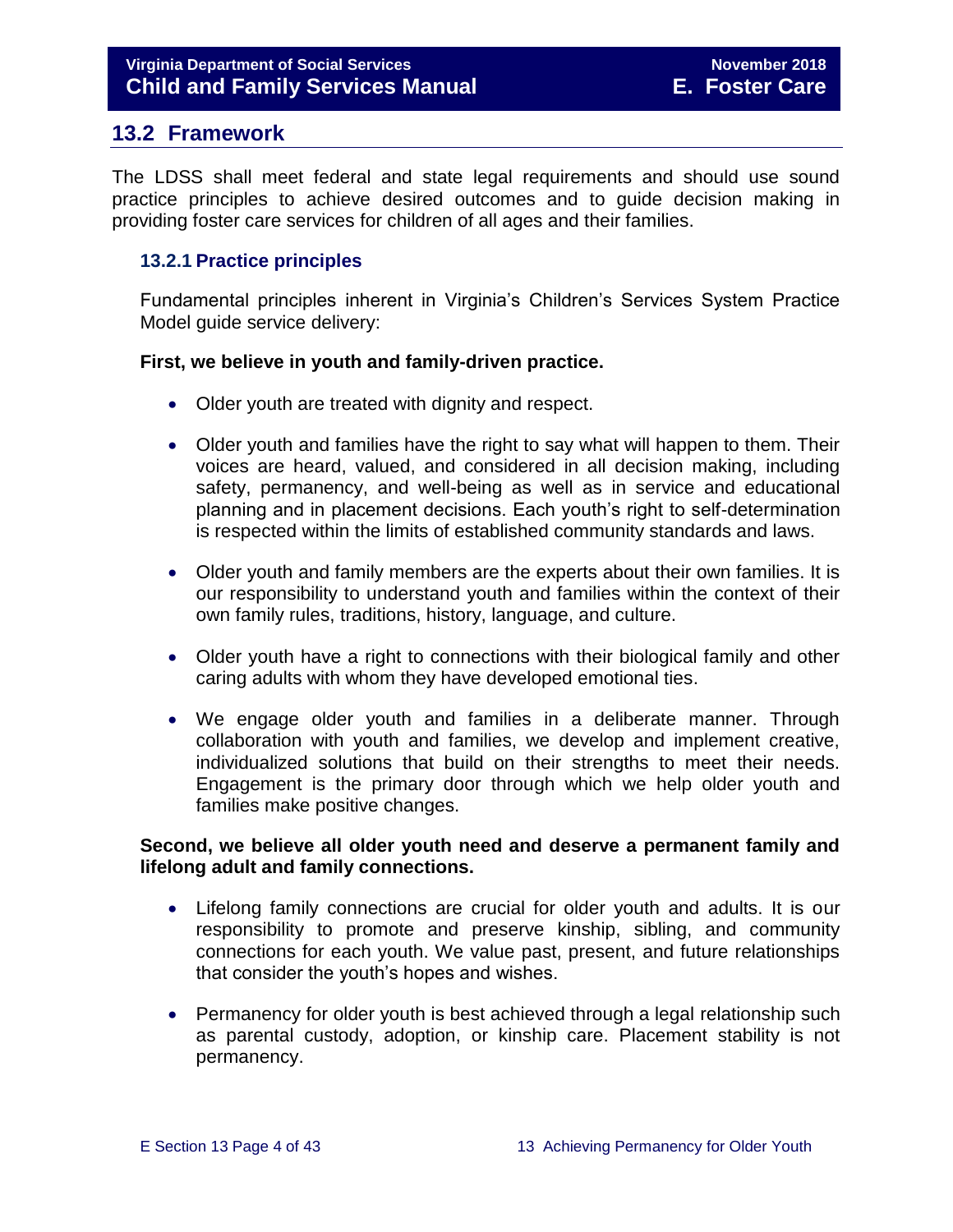## 13.2 Framework

The LDSS shall meet federal and state legal requirements and should use sound practice principles to achieve desired outcomes and to guide decision making in providing foster care services for children of all ages and their families.

### 13.2.1 Practice principles

Fundamental principles inherent in Virginia's Children's Services System Practice Model guide service delivery:

**First, we believe in youth and family-driven practice.**

- Older youth are treated with dignity and respect.
- Older youth and families have the right to say what will happen to them. Their voices are heard, valued, and considered in all decision making, including safety, permanency, and well-being as well as in service and educational planning and in placement decisions. Each youth's right to self-determination is respected within the limits of established community standards and laws.
- Older youth and family members are the experts about their own families. It is our responsibility to understand youth and families within the context of their own family rules, traditions, history, language, and culture.
- Older youth have a right to connections with their biological family and other caring adults with whom they have developed emotional ties.
- We engage older youth and families in a deliberate manner. Through collaboration with youth and families, we develop and implement creative, individualized solutions that build on their strengths to meet their needs. Engagement is the primary door through which we help older youth and families make positive changes.

**Second, we believe all older youth need and deserve a permanent family and lifelong adult and family connections.**

- Lifelong family connections are crucial for older youth and adults. It is our responsibility to promote and preserve kinship, sibling, and community connections for each youth. We value past, present, and future relationships that consider the youth's hopes and wishes.
- Permanency for older youth is best achieved through a legal relationship such as parental custody, adoption, or kinship care. Placement stability is not permanency.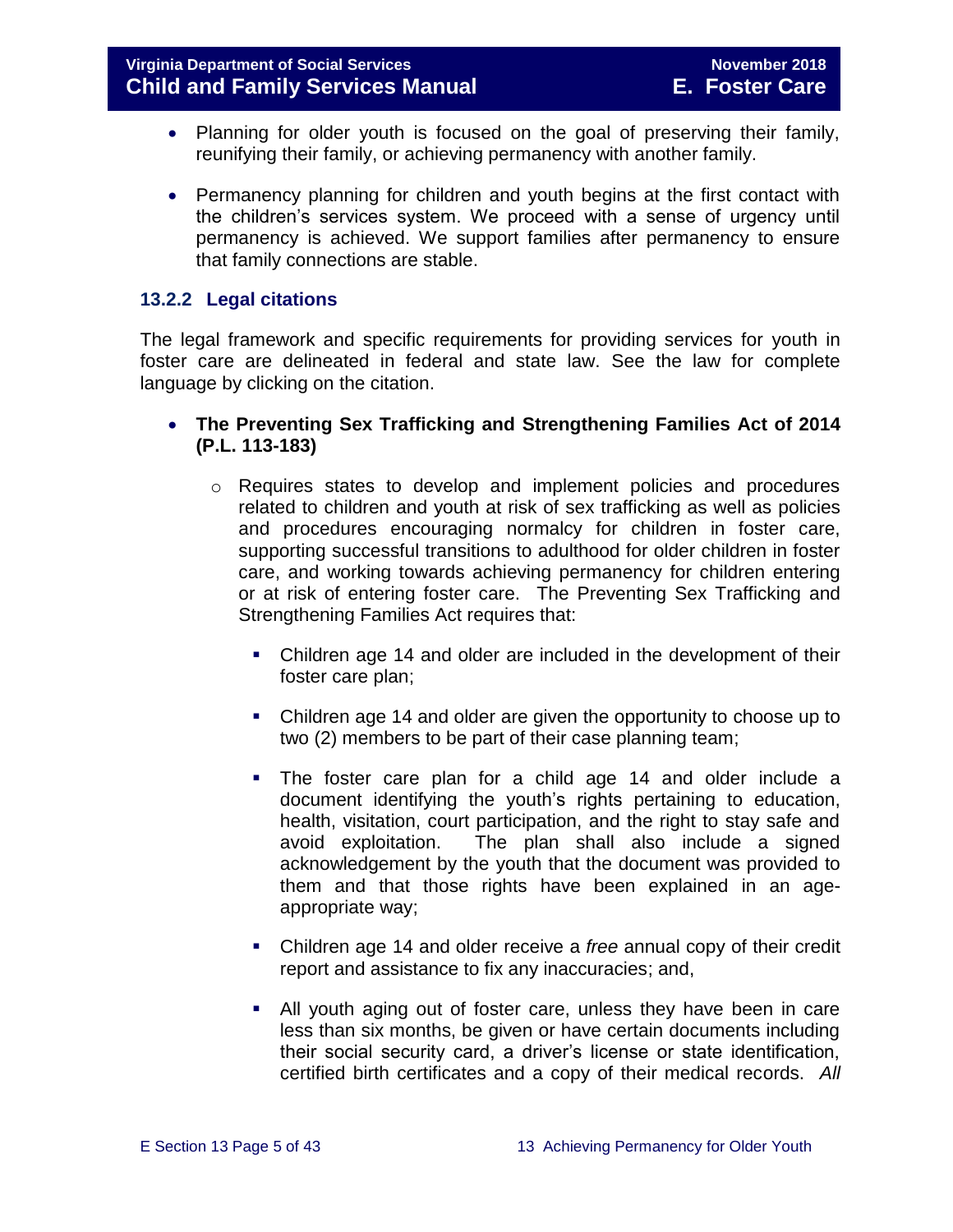- Planning for older youth is focused on the goal of preserving their family, reunifying their family, or achieving permanency with another family.

- Permanency planning for children and youth begins at the first contact with the children's services system. We proceed with a sense of urgency until permanency is achieved. We support families after permanency to ensure that family connections are stable.

### 13.2.2 Legal citations

The legal framework and specific requirements for providing services for youth in foster care are delineated in federal and state law. See the law for complete language by clicking on the citation.

- **The Preventing Sex Trafficking and Strengthening Families Act of 2014 (P.L. 113-183)**
  - Requires states to develop and implement policies and procedures related to children and youth at risk of sex trafficking as well as policies and procedures encouraging normalcy for children in foster care, supporting successful transitions to adulthood for older children in foster care, and working towards achieving permanency for children entering or at risk of entering foster care. The Preventing Sex Trafficking and Strengthening Families Act requires that:
    - Children age 14 and older are included in the development of their foster care plan;
    - Children age 14 and older are given the opportunity to choose up to two (2) members to be part of their case planning team;
    - The foster care plan for a child age 14 and older include a document identifying the youth's rights pertaining to education, health, visitation, court participation, and the right to stay safe and avoid exploitation. The plan shall also include a signed acknowledgement by the youth that the document was provided to them and that those rights have been explained in an age-appropriate way;
    - Children age 14 and older receive a *free* annual copy of their credit report and assistance to fix any inaccuracies; and,
    - All youth aging out of foster care, unless they have been in care less than six months, be given or have certain documents including their social security card, a driver's license or state identification, certified birth certificates and a copy of their medical records. *All*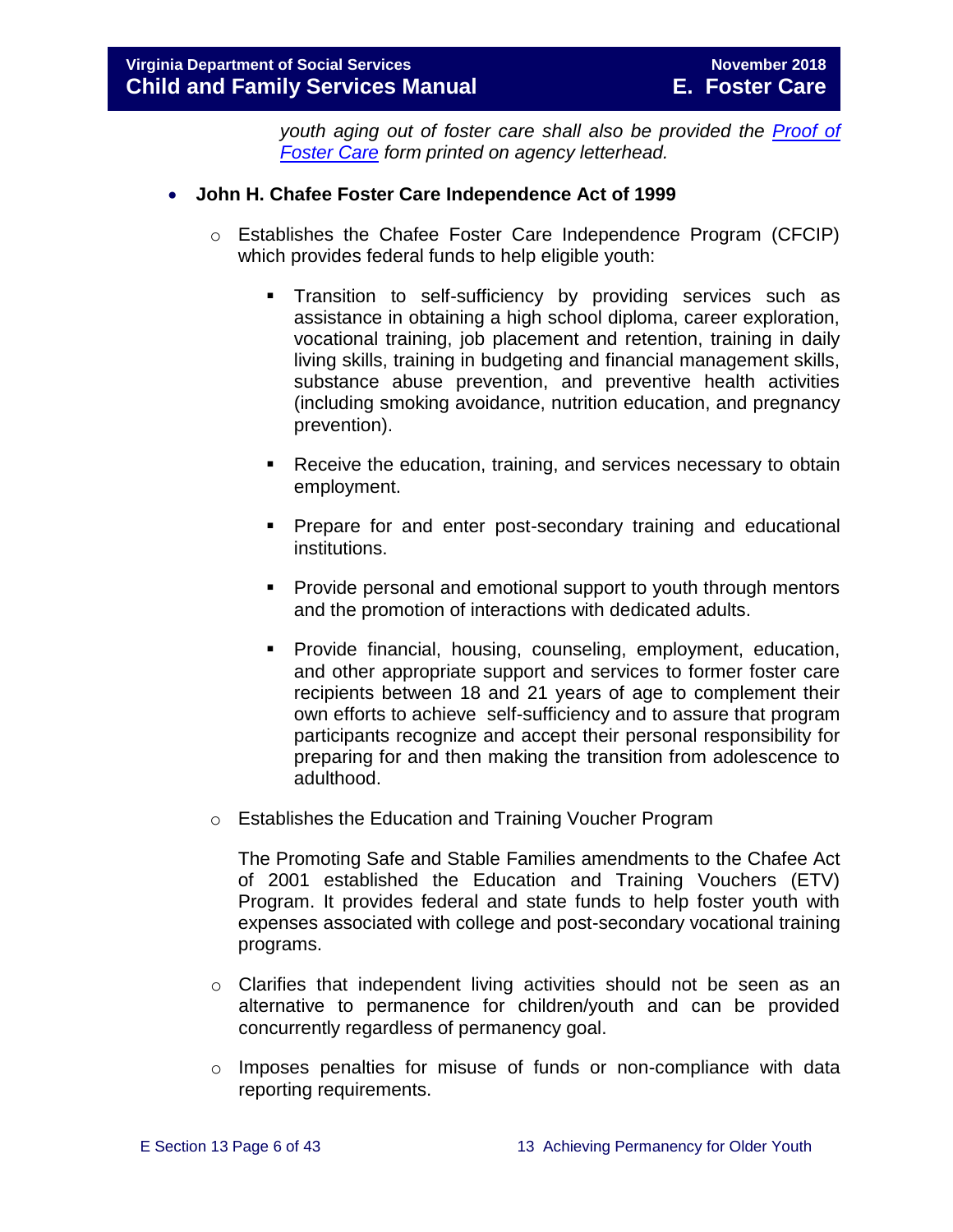*youth aging out of foster care shall also be provided the [Proof of Foster Care] form printed on agency letterhead.*

- **John H. Chafee Foster Care Independence Act of 1999**
  - Establishes the Chafee Foster Care Independence Program (CFCIP) which provides federal funds to help eligible youth:
    - Transition to self-sufficiency by providing services such as assistance in obtaining a high school diploma, career exploration, vocational training, job placement and retention, training in daily living skills, training in budgeting and financial management skills, substance abuse prevention, and preventive health activities (including smoking avoidance, nutrition education, and pregnancy prevention).
    - Receive the education, training, and services necessary to obtain employment.
    - Prepare for and enter post-secondary training and educational institutions.
    - Provide personal and emotional support to youth through mentors and the promotion of interactions with dedicated adults.
    - Provide financial, housing, counseling, employment, education, and other appropriate support and services to former foster care recipients between 18 and 21 years of age to complement their own efforts to achieve self-sufficiency and to assure that program participants recognize and accept their personal responsibility for preparing for and then making the transition from adolescence to adulthood.
  - Establishes the Education and Training Voucher Program

    The Promoting Safe and Stable Families amendments to the Chafee Act of 2001 established the Education and Training Vouchers (ETV) Program. It provides federal and state funds to help foster youth with expenses associated with college and post-secondary vocational training programs.
  - Clarifies that independent living activities should not be seen as an alternative to permanence for children/youth and can be provided concurrently regardless of permanency goal.
  - Imposes penalties for misuse of funds or non-compliance with data reporting requirements.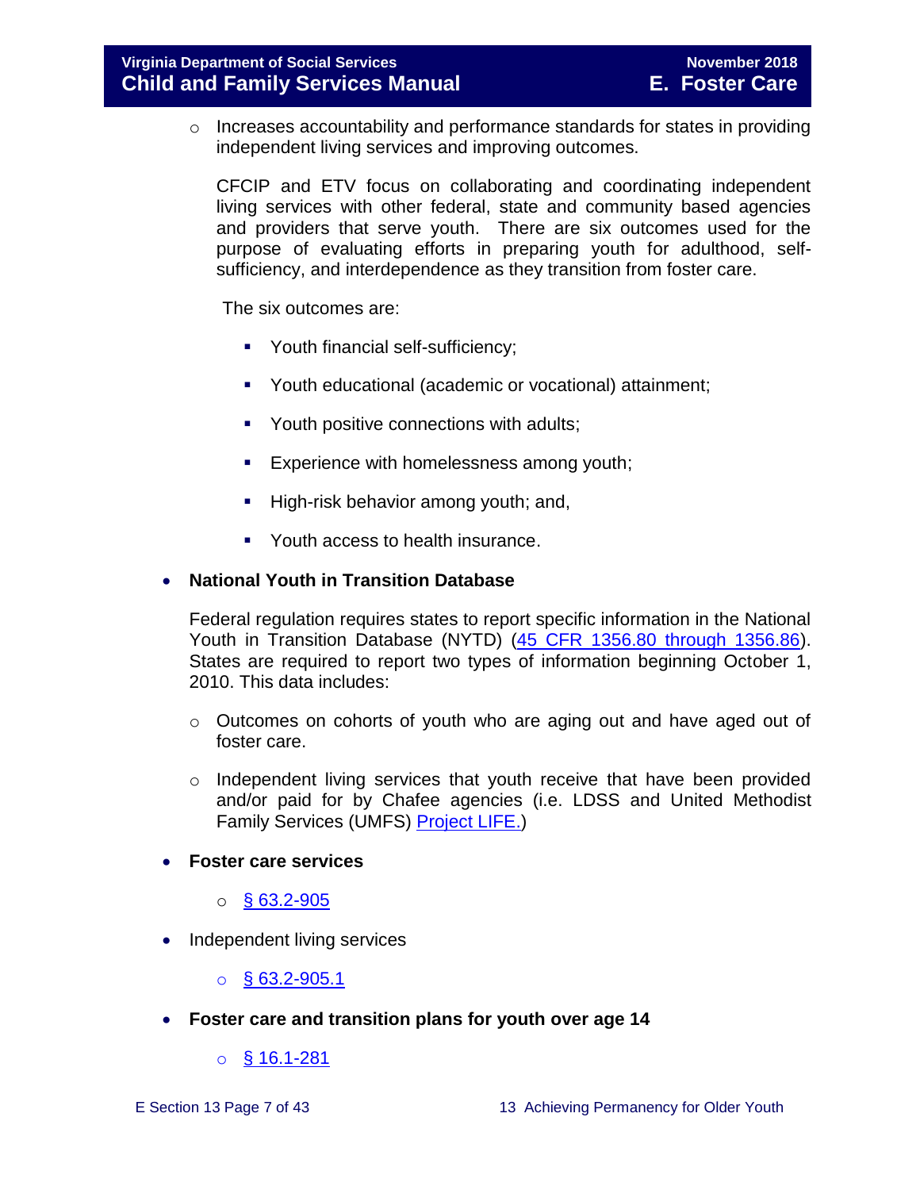- Increases accountability and performance standards for states in providing independent living services and improving outcomes.

  CFCIP and ETV focus on collaborating and coordinating independent living services with other federal, state and community based agencies and providers that serve youth. There are six outcomes used for the purpose of evaluating efforts in preparing youth for adulthood, self-sufficiency, and interdependence as they transition from foster care.

  The six outcomes are:

    - Youth financial self-sufficiency;
    - Youth educational (academic or vocational) attainment;
    - Youth positive connections with adults;
    - Experience with homelessness among youth;
    - High-risk behavior among youth; and,
    - Youth access to health insurance.

- **National Youth in Transition Database**

  Federal regulation requires states to report specific information in the National Youth in Transition Database (NYTD) (45 CFR 1356.80 through 1356.86). States are required to report two types of information beginning October 1, 2010. This data includes:

  - Outcomes on cohorts of youth who are aging out and have aged out of foster care.
  - Independent living services that youth receive that have been provided and/or paid for by Chafee agencies (i.e. LDSS and United Methodist Family Services (UMFS) Project LIFE.)

- **Foster care services**
  - § 63.2-905

- Independent living services
  - § 63.2-905.1

- **Foster care and transition plans for youth over age 14**
  - § 16.1-281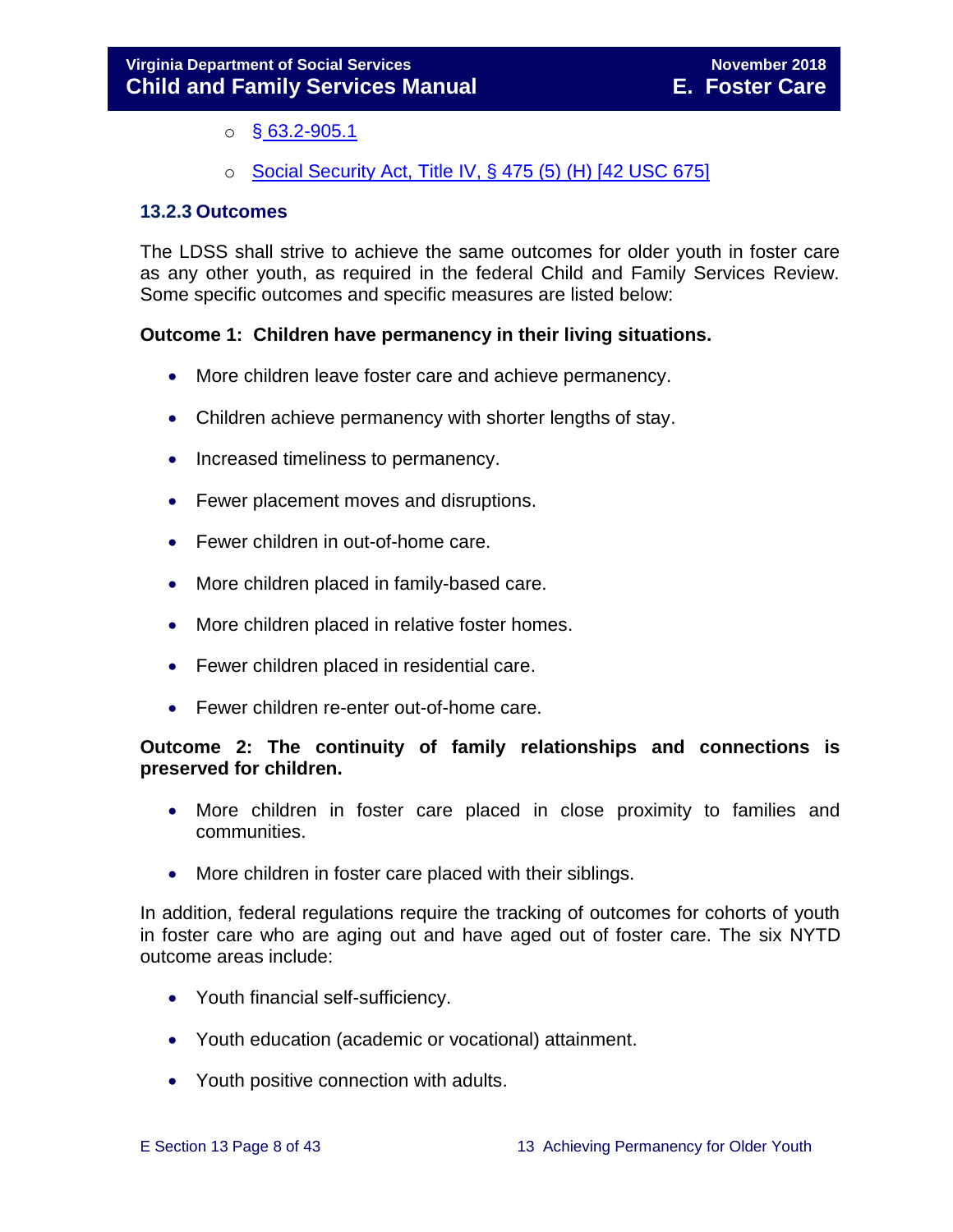- [§ 63.2-905.1]()
- [Social Security Act, Title IV, § 475 (5) (H) [42 USC 675]]()

### 13.2.3 Outcomes

The LDSS shall strive to achieve the same outcomes for older youth in foster care as any other youth, as required in the federal Child and Family Services Review. Some specific outcomes and specific measures are listed below:

**Outcome 1: Children have permanency in their living situations.**

- More children leave foster care and achieve permanency.
- Children achieve permanency with shorter lengths of stay.
- Increased timeliness to permanency.
- Fewer placement moves and disruptions.
- Fewer children in out-of-home care.
- More children placed in family-based care.
- More children placed in relative foster homes.
- Fewer children placed in residential care.
- Fewer children re-enter out-of-home care.

**Outcome 2: The continuity of family relationships and connections is preserved for children.**

- More children in foster care placed in close proximity to families and communities.
- More children in foster care placed with their siblings.

In addition, federal regulations require the tracking of outcomes for cohorts of youth in foster care who are aging out and have aged out of foster care. The six NYTD outcome areas include:

- Youth financial self-sufficiency.
- Youth education (academic or vocational) attainment.
- Youth positive connection with adults.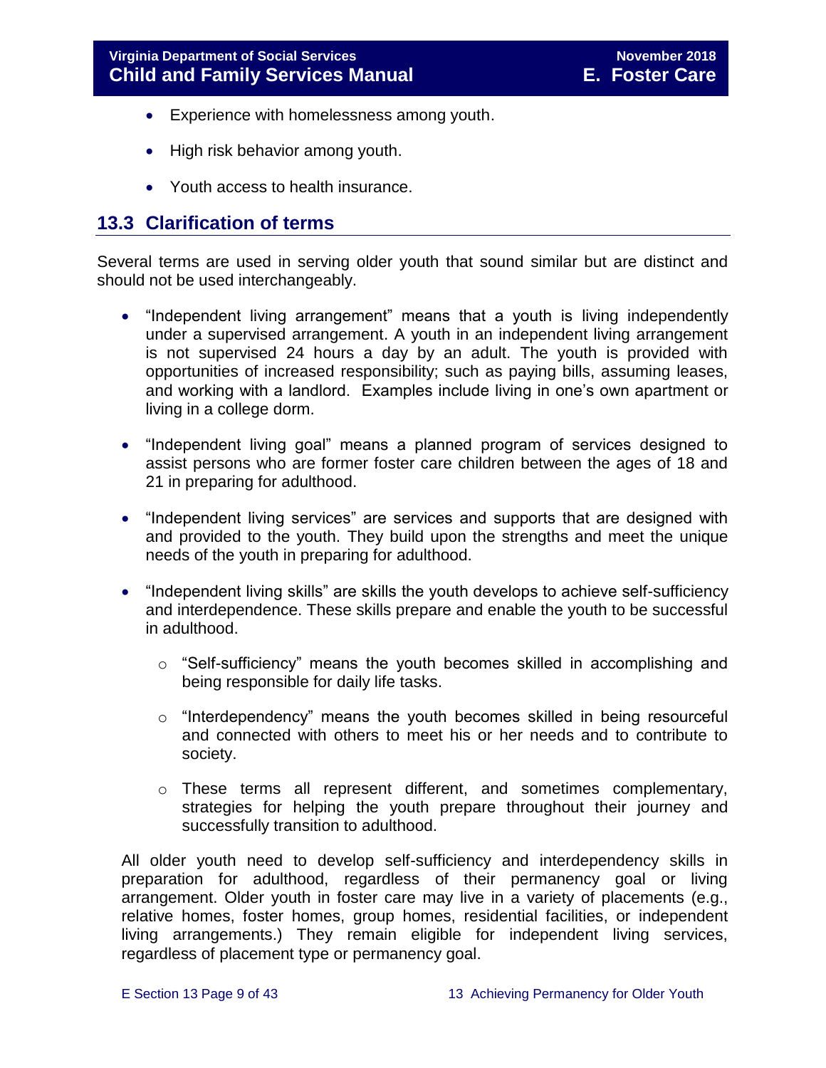- Experience with homelessness among youth.
- High risk behavior among youth.
- Youth access to health insurance.

## 13.3 Clarification of terms

Several terms are used in serving older youth that sound similar but are distinct and should not be used interchangeably.

- "Independent living arrangement" means that a youth is living independently under a supervised arrangement. A youth in an independent living arrangement is not supervised 24 hours a day by an adult. The youth is provided with opportunities of increased responsibility; such as paying bills, assuming leases, and working with a landlord. Examples include living in one's own apartment or living in a college dorm.
- "Independent living goal" means a planned program of services designed to assist persons who are former foster care children between the ages of 18 and 21 in preparing for adulthood.
- "Independent living services" are services and supports that are designed with and provided to the youth. They build upon the strengths and meet the unique needs of the youth in preparing for adulthood.
- "Independent living skills" are skills the youth develops to achieve self-sufficiency and interdependence. These skills prepare and enable the youth to be successful in adulthood.
  - "Self-sufficiency" means the youth becomes skilled in accomplishing and being responsible for daily life tasks.
  - "Interdependency" means the youth becomes skilled in being resourceful and connected with others to meet his or her needs and to contribute to society.
  - These terms all represent different, and sometimes complementary, strategies for helping the youth prepare throughout their journey and successfully transition to adulthood.

All older youth need to develop self-sufficiency and interdependency skills in preparation for adulthood, regardless of their permanency goal or living arrangement. Older youth in foster care may live in a variety of placements (e.g., relative homes, foster homes, group homes, residential facilities, or independent living arrangements.) They remain eligible for independent living services, regardless of placement type or permanency goal.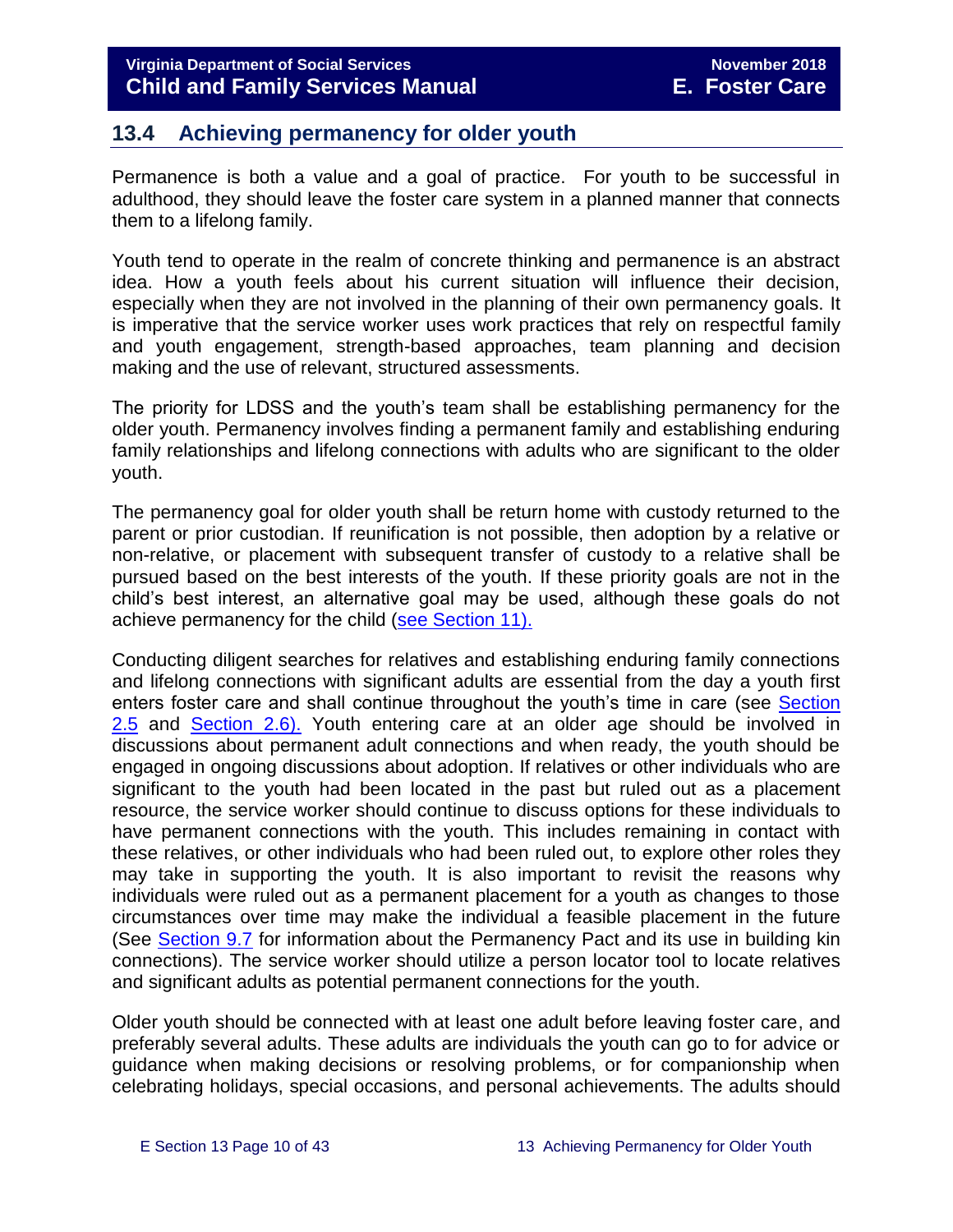## 13.4 Achieving permanency for older youth

Permanence is both a value and a goal of practice. For youth to be successful in adulthood, they should leave the foster care system in a planned manner that connects them to a lifelong family.

Youth tend to operate in the realm of concrete thinking and permanence is an abstract idea. How a youth feels about his current situation will influence their decision, especially when they are not involved in the planning of their own permanency goals. It is imperative that the service worker uses work practices that rely on respectful family and youth engagement, strength-based approaches, team planning and decision making and the use of relevant, structured assessments.

The priority for LDSS and the youth's team shall be establishing permanency for the older youth. Permanency involves finding a permanent family and establishing enduring family relationships and lifelong connections with adults who are significant to the older youth.

The permanency goal for older youth shall be return home with custody returned to the parent or prior custodian. If reunification is not possible, then adoption by a relative or non-relative, or placement with subsequent transfer of custody to a relative shall be pursued based on the best interests of the youth. If these priority goals are not in the child's best interest, an alternative goal may be used, although these goals do not achieve permanency for the child (see Section 11).

Conducting diligent searches for relatives and establishing enduring family connections and lifelong connections with significant adults are essential from the day a youth first enters foster care and shall continue throughout the youth's time in care (see Section 2.5 and Section 2.6). Youth entering care at an older age should be involved in discussions about permanent adult connections and when ready, the youth should be engaged in ongoing discussions about adoption. If relatives or other individuals who are significant to the youth had been located in the past but ruled out as a placement resource, the service worker should continue to discuss options for these individuals to have permanent connections with the youth. This includes remaining in contact with these relatives, or other individuals who had been ruled out, to explore other roles they may take in supporting the youth. It is also important to revisit the reasons why individuals were ruled out as a permanent placement for a youth as changes to those circumstances over time may make the individual a feasible placement in the future (See Section 9.7 for information about the Permanency Pact and its use in building kin connections). The service worker should utilize a person locator tool to locate relatives and significant adults as potential permanent connections for the youth.

Older youth should be connected with at least one adult before leaving foster care, and preferably several adults. These adults are individuals the youth can go to for advice or guidance when making decisions or resolving problems, or for companionship when celebrating holidays, special occasions, and personal achievements. The adults should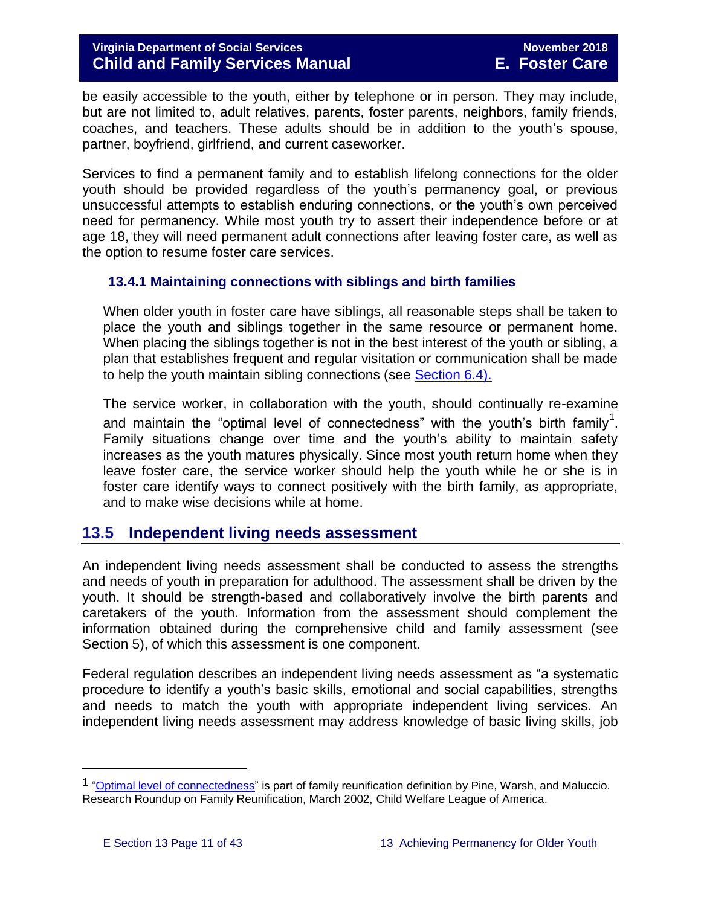be easily accessible to the youth, either by telephone or in person. They may include, but are not limited to, adult relatives, parents, foster parents, neighbors, family friends, coaches, and teachers. These adults should be in addition to the youth's spouse, partner, boyfriend, girlfriend, and current caseworker.

Services to find a permanent family and to establish lifelong connections for the older youth should be provided regardless of the youth's permanency goal, or previous unsuccessful attempts to establish enduring connections, or the youth's own perceived need for permanency. While most youth try to assert their independence before or at age 18, they will need permanent adult connections after leaving foster care, as well as the option to resume foster care services.

### 13.4.1 Maintaining connections with siblings and birth families

When older youth in foster care have siblings, all reasonable steps shall be taken to place the youth and siblings together in the same resource or permanent home. When placing the siblings together is not in the best interest of the youth or sibling, a plan that establishes frequent and regular visitation or communication shall be made to help the youth maintain sibling connections (see Section 6.4).

The service worker, in collaboration with the youth, should continually re-examine and maintain the "optimal level of connectedness" with the youth's birth family[1]. Family situations change over time and the youth's ability to maintain safety increases as the youth matures physically. Since most youth return home when they leave foster care, the service worker should help the youth while he or she is in foster care identify ways to connect positively with the birth family, as appropriate, and to make wise decisions while at home.

## 13.5 Independent living needs assessment

An independent living needs assessment shall be conducted to assess the strengths and needs of youth in preparation for adulthood. The assessment shall be driven by the youth. It should be strength-based and collaboratively involve the birth parents and caretakers of the youth. Information from the assessment should complement the information obtained during the comprehensive child and family assessment (see Section 5), of which this assessment is one component.

Federal regulation describes an independent living needs assessment as "a systematic procedure to identify a youth's basic skills, emotional and social capabilities, strengths and needs to match the youth with appropriate independent living services. An independent living needs assessment may address knowledge of basic living skills, job

---

[1] "Optimal level of connectedness" is part of family reunification definition by Pine, Warsh, and Maluccio. Research Roundup on Family Reunification, March 2002, Child Welfare League of America.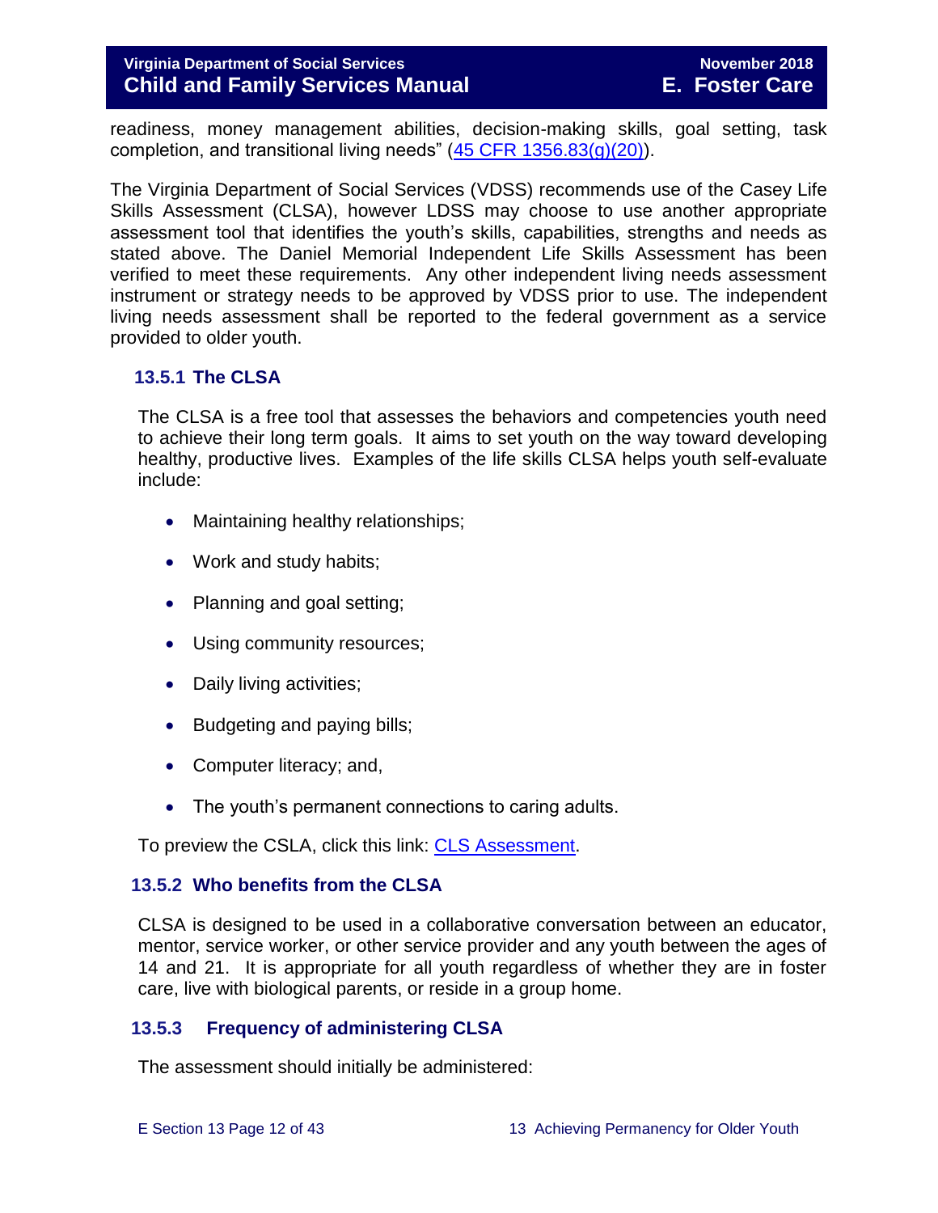readiness, money management abilities, decision-making skills, goal setting, task completion, and transitional living needs" ([45 CFR 1356.83(g)(20)](#)).

The Virginia Department of Social Services (VDSS) recommends use of the Casey Life Skills Assessment (CLSA), however LDSS may choose to use another appropriate assessment tool that identifies the youth's skills, capabilities, strengths and needs as stated above. The Daniel Memorial Independent Life Skills Assessment has been verified to meet these requirements. Any other independent living needs assessment instrument or strategy needs to be approved by VDSS prior to use. The independent living needs assessment shall be reported to the federal government as a service provided to older youth.

### 13.5.1 The CLSA

The CLSA is a free tool that assesses the behaviors and competencies youth need to achieve their long term goals. It aims to set youth on the way toward developing healthy, productive lives. Examples of the life skills CLSA helps youth self-evaluate include:

- Maintaining healthy relationships;
- Work and study habits;
- Planning and goal setting;
- Using community resources;
- Daily living activities;
- Budgeting and paying bills;
- Computer literacy; and,
- The youth's permanent connections to caring adults.

To preview the CSLA, click this link: [CLS Assessment](#).

### 13.5.2 Who benefits from the CLSA

CLSA is designed to be used in a collaborative conversation between an educator, mentor, service worker, or other service provider and any youth between the ages of 14 and 21. It is appropriate for all youth regardless of whether they are in foster care, live with biological parents, or reside in a group home.

### 13.5.3 Frequency of administering CLSA

The assessment should initially be administered: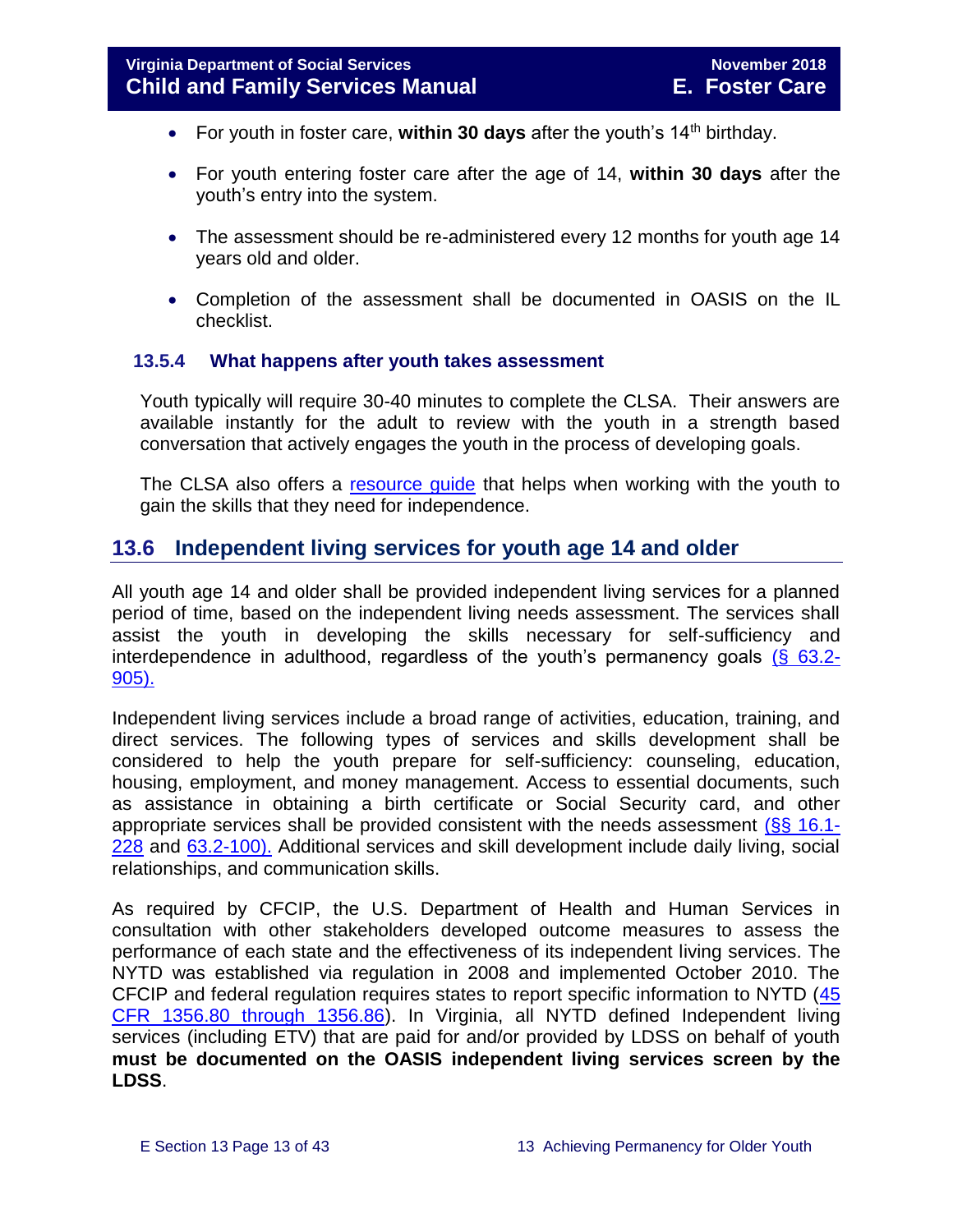- For youth in foster care, **within 30 days** after the youth's 14th birthday.
- For youth entering foster care after the age of 14, **within 30 days** after the youth's entry into the system.
- The assessment should be re-administered every 12 months for youth age 14 years old and older.
- Completion of the assessment shall be documented in OASIS on the IL checklist.

### 13.5.4 What happens after youth takes assessment

Youth typically will require 30-40 minutes to complete the CLSA. Their answers are available instantly for the adult to review with the youth in a strength based conversation that actively engages the youth in the process of developing goals.

The CLSA also offers a resource guide that helps when working with the youth to gain the skills that they need for independence.

## 13.6 Independent living services for youth age 14 and older

All youth age 14 and older shall be provided independent living services for a planned period of time, based on the independent living needs assessment. The services shall assist the youth in developing the skills necessary for self-sufficiency and interdependence in adulthood, regardless of the youth's permanency goals (§ 63.2-905).

Independent living services include a broad range of activities, education, training, and direct services. The following types of services and skills development shall be considered to help the youth prepare for self-sufficiency: counseling, education, housing, employment, and money management. Access to essential documents, such as assistance in obtaining a birth certificate or Social Security card, and other appropriate services shall be provided consistent with the needs assessment (§§ 16.1-228 and 63.2-100). Additional services and skill development include daily living, social relationships, and communication skills.

As required by CFCIP, the U.S. Department of Health and Human Services in consultation with other stakeholders developed outcome measures to assess the performance of each state and the effectiveness of its independent living services. The NYTD was established via regulation in 2008 and implemented October 2010. The CFCIP and federal regulation requires states to report specific information to NYTD (45 CFR 1356.80 through 1356.86). In Virginia, all NYTD defined Independent living services (including ETV) that are paid for and/or provided by LDSS on behalf of youth **must be documented on the OASIS independent living services screen by the LDSS**.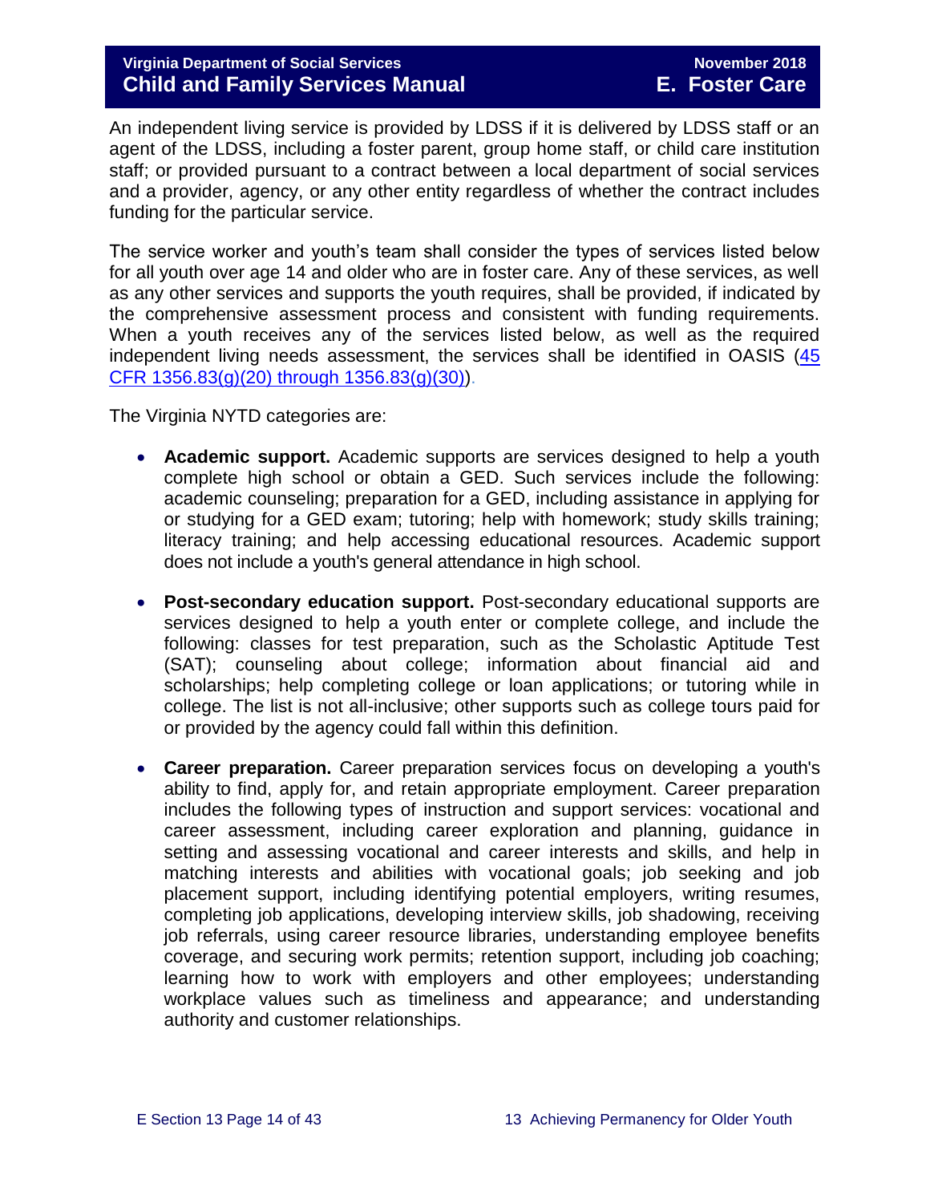An independent living service is provided by LDSS if it is delivered by LDSS staff or an agent of the LDSS, including a foster parent, group home staff, or child care institution staff; or provided pursuant to a contract between a local department of social services and a provider, agency, or any other entity regardless of whether the contract includes funding for the particular service.

The service worker and youth's team shall consider the types of services listed below for all youth over age 14 and older who are in foster care. Any of these services, as well as any other services and supports the youth requires, shall be provided, if indicated by the comprehensive assessment process and consistent with funding requirements. When a youth receives any of the services listed below, as well as the required independent living needs assessment, the services shall be identified in OASIS ([45 CFR 1356.83(g)(20) through 1356.83(g)(30)](45 CFR 1356.83(g)(20) through 1356.83(g)(30))).

The Virginia NYTD categories are:

- **Academic support.** Academic supports are services designed to help a youth complete high school or obtain a GED. Such services include the following: academic counseling; preparation for a GED, including assistance in applying for or studying for a GED exam; tutoring; help with homework; study skills training; literacy training; and help accessing educational resources. Academic support does not include a youth's general attendance in high school.
- **Post-secondary education support.** Post-secondary educational supports are services designed to help a youth enter or complete college, and include the following: classes for test preparation, such as the Scholastic Aptitude Test (SAT); counseling about college; information about financial aid and scholarships; help completing college or loan applications; or tutoring while in college. The list is not all-inclusive; other supports such as college tours paid for or provided by the agency could fall within this definition.
- **Career preparation.** Career preparation services focus on developing a youth's ability to find, apply for, and retain appropriate employment. Career preparation includes the following types of instruction and support services: vocational and career assessment, including career exploration and planning, guidance in setting and assessing vocational and career interests and skills, and help in matching interests and abilities with vocational goals; job seeking and job placement support, including identifying potential employers, writing resumes, completing job applications, developing interview skills, job shadowing, receiving job referrals, using career resource libraries, understanding employee benefits coverage, and securing work permits; retention support, including job coaching; learning how to work with employers and other employees; understanding workplace values such as timeliness and appearance; and understanding authority and customer relationships.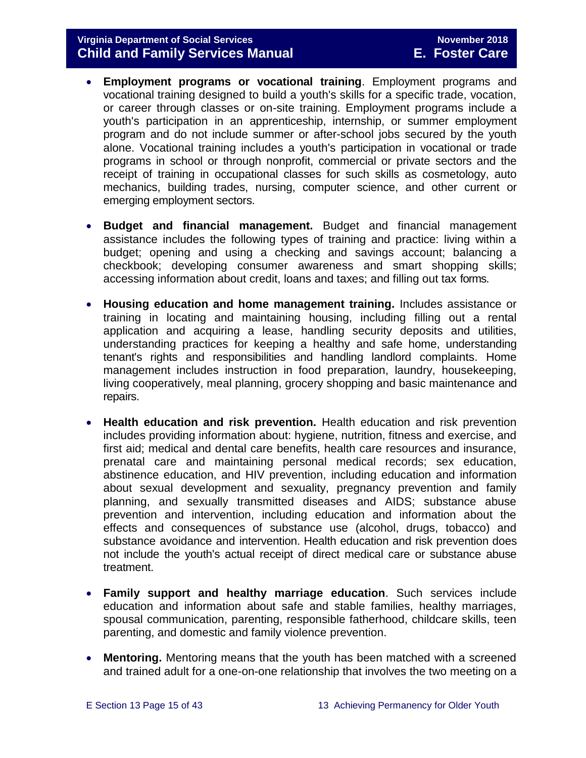- **Employment programs or vocational training**. Employment programs and vocational training designed to build a youth's skills for a specific trade, vocation, or career through classes or on-site training. Employment programs include a youth's participation in an apprenticeship, internship, or summer employment program and do not include summer or after-school jobs secured by the youth alone. Vocational training includes a youth's participation in vocational or trade programs in school or through nonprofit, commercial or private sectors and the receipt of training in occupational classes for such skills as cosmetology, auto mechanics, building trades, nursing, computer science, and other current or emerging employment sectors.

- **Budget and financial management.** Budget and financial management assistance includes the following types of training and practice: living within a budget; opening and using a checking and savings account; balancing a checkbook; developing consumer awareness and smart shopping skills; accessing information about credit, loans and taxes; and filling out tax forms.

- **Housing education and home management training.** Includes assistance or training in locating and maintaining housing, including filling out a rental application and acquiring a lease, handling security deposits and utilities, understanding practices for keeping a healthy and safe home, understanding tenant's rights and responsibilities and handling landlord complaints. Home management includes instruction in food preparation, laundry, housekeeping, living cooperatively, meal planning, grocery shopping and basic maintenance and repairs.

- **Health education and risk prevention.** Health education and risk prevention includes providing information about: hygiene, nutrition, fitness and exercise, and first aid; medical and dental care benefits, health care resources and insurance, prenatal care and maintaining personal medical records; sex education, abstinence education, and HIV prevention, including education and information about sexual development and sexuality, pregnancy prevention and family planning, and sexually transmitted diseases and AIDS; substance abuse prevention and intervention, including education and information about the effects and consequences of substance use (alcohol, drugs, tobacco) and substance avoidance and intervention. Health education and risk prevention does not include the youth's actual receipt of direct medical care or substance abuse treatment.

- **Family support and healthy marriage education**. Such services include education and information about safe and stable families, healthy marriages, spousal communication, parenting, responsible fatherhood, childcare skills, teen parenting, and domestic and family violence prevention.

- **Mentoring.** Mentoring means that the youth has been matched with a screened and trained adult for a one-on-one relationship that involves the two meeting on a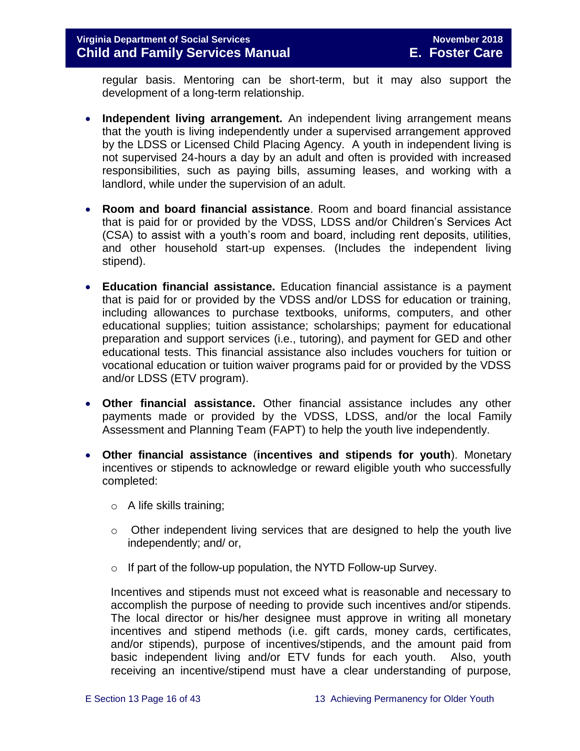regular basis. Mentoring can be short-term, but it may also support the development of a long-term relationship.

- **Independent living arrangement.** An independent living arrangement means that the youth is living independently under a supervised arrangement approved by the LDSS or Licensed Child Placing Agency. A youth in independent living is not supervised 24-hours a day by an adult and often is provided with increased responsibilities, such as paying bills, assuming leases, and working with a landlord, while under the supervision of an adult.

- **Room and board financial assistance**. Room and board financial assistance that is paid for or provided by the VDSS, LDSS and/or Children's Services Act (CSA) to assist with a youth's room and board, including rent deposits, utilities, and other household start-up expenses. (Includes the independent living stipend).

- **Education financial assistance.** Education financial assistance is a payment that is paid for or provided by the VDSS and/or LDSS for education or training, including allowances to purchase textbooks, uniforms, computers, and other educational supplies; tuition assistance; scholarships; payment for educational preparation and support services (i.e., tutoring), and payment for GED and other educational tests. This financial assistance also includes vouchers for tuition or vocational education or tuition waiver programs paid for or provided by the VDSS and/or LDSS (ETV program).

- **Other financial assistance.** Other financial assistance includes any other payments made or provided by the VDSS, LDSS, and/or the local Family Assessment and Planning Team (FAPT) to help the youth live independently.

- **Other financial assistance** (**incentives and stipends for youth**). Monetary incentives or stipends to acknowledge or reward eligible youth who successfully completed:

  - A life skills training;
  - Other independent living services that are designed to help the youth live independently; and/ or,
  - If part of the follow-up population, the NYTD Follow-up Survey.

  Incentives and stipends must not exceed what is reasonable and necessary to accomplish the purpose of needing to provide such incentives and/or stipends. The local director or his/her designee must approve in writing all monetary incentives and stipend methods (i.e. gift cards, money cards, certificates, and/or stipends), purpose of incentives/stipends, and the amount paid from basic independent living and/or ETV funds for each youth. Also, youth receiving an incentive/stipend must have a clear understanding of purpose,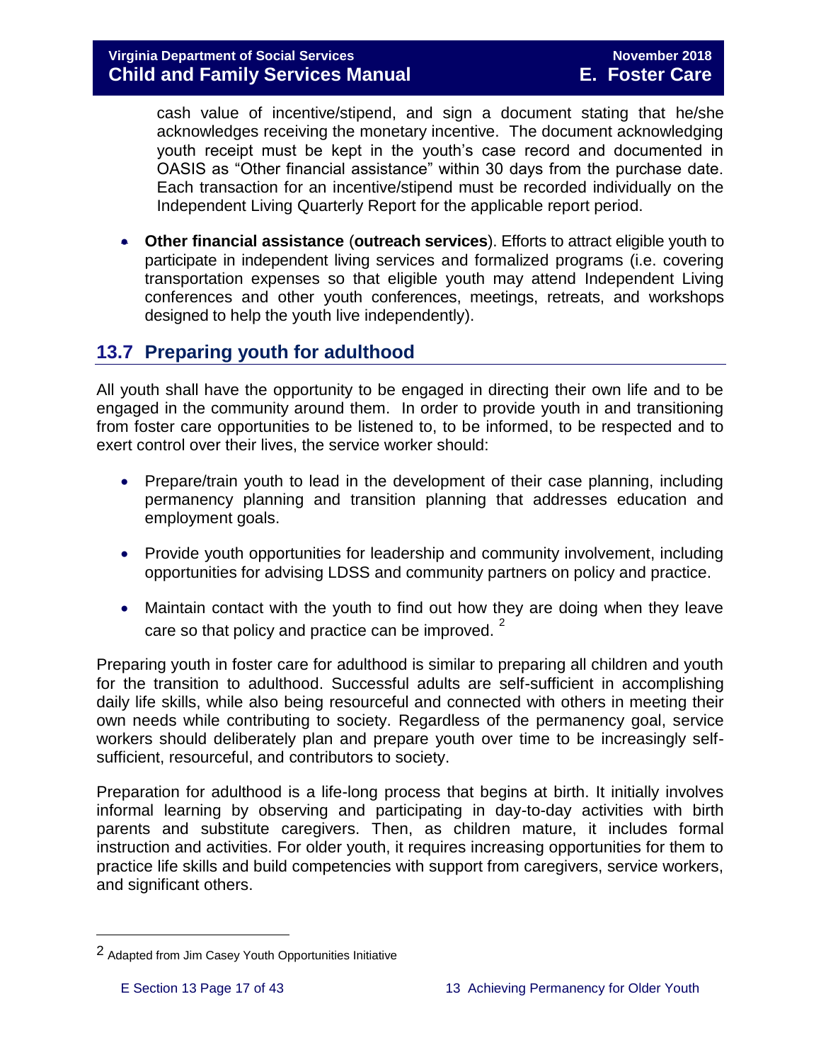cash value of incentive/stipend, and sign a document stating that he/she acknowledges receiving the monetary incentive. The document acknowledging youth receipt must be kept in the youth's case record and documented in OASIS as "Other financial assistance" within 30 days from the purchase date. Each transaction for an incentive/stipend must be recorded individually on the Independent Living Quarterly Report for the applicable report period.

- **Other financial assistance** (**outreach services**). Efforts to attract eligible youth to participate in independent living services and formalized programs (i.e. covering transportation expenses so that eligible youth may attend Independent Living conferences and other youth conferences, meetings, retreats, and workshops designed to help the youth live independently).

## 13.7 Preparing youth for adulthood

All youth shall have the opportunity to be engaged in directing their own life and to be engaged in the community around them. In order to provide youth in and transitioning from foster care opportunities to be listened to, to be informed, to be respected and to exert control over their lives, the service worker should:

- Prepare/train youth to lead in the development of their case planning, including permanency planning and transition planning that addresses education and employment goals.
- Provide youth opportunities for leadership and community involvement, including opportunities for advising LDSS and community partners on policy and practice.
- Maintain contact with the youth to find out how they are doing when they leave care so that policy and practice can be improved. [2]

Preparing youth in foster care for adulthood is similar to preparing all children and youth for the transition to adulthood. Successful adults are self-sufficient in accomplishing daily life skills, while also being resourceful and connected with others in meeting their own needs while contributing to society. Regardless of the permanency goal, service workers should deliberately plan and prepare youth over time to be increasingly self-sufficient, resourceful, and contributors to society.

Preparation for adulthood is a life-long process that begins at birth. It initially involves informal learning by observing and participating in day-to-day activities with birth parents and substitute caregivers. Then, as children mature, it includes formal instruction and activities. For older youth, it requires increasing opportunities for them to practice life skills and build competencies with support from caregivers, service workers, and significant others.

---

[2] Adapted from Jim Casey Youth Opportunities Initiative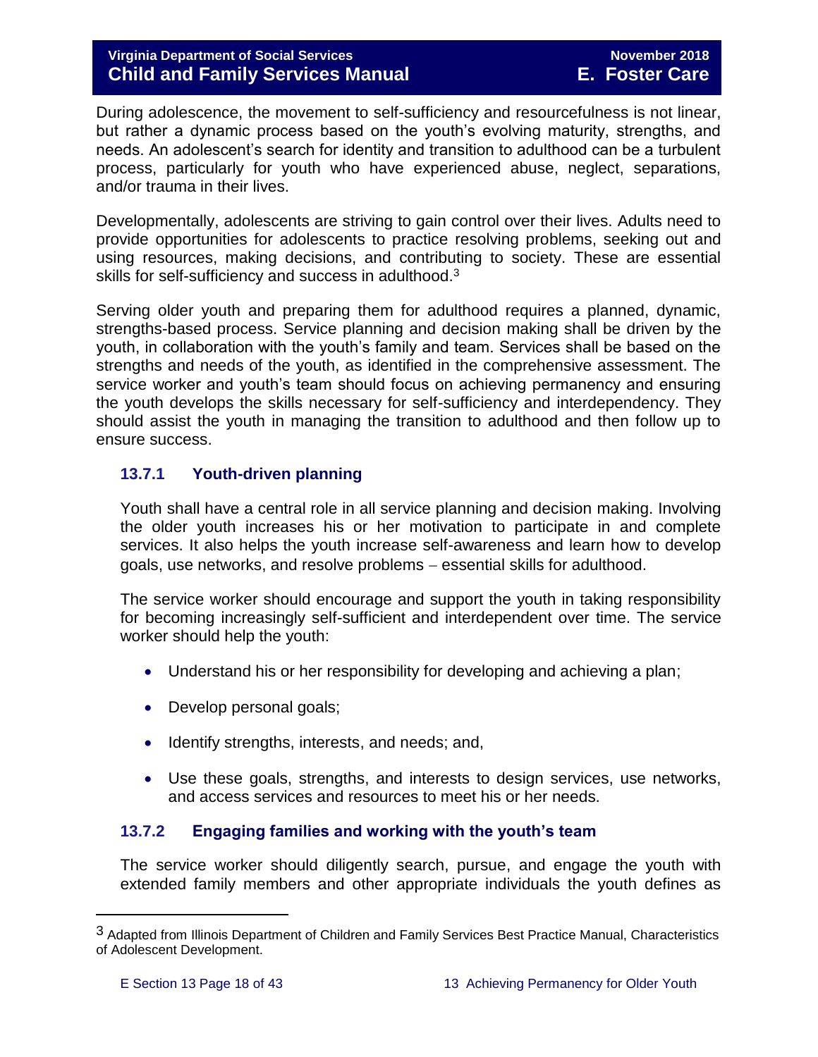During adolescence, the movement to self-sufficiency and resourcefulness is not linear, but rather a dynamic process based on the youth's evolving maturity, strengths, and needs. An adolescent's search for identity and transition to adulthood can be a turbulent process, particularly for youth who have experienced abuse, neglect, separations, and/or trauma in their lives.

Developmentally, adolescents are striving to gain control over their lives. Adults need to provide opportunities for adolescents to practice resolving problems, seeking out and using resources, making decisions, and contributing to society. These are essential skills for self-sufficiency and success in adulthood.[3]

Serving older youth and preparing them for adulthood requires a planned, dynamic, strengths-based process. Service planning and decision making shall be driven by the youth, in collaboration with the youth's family and team. Services shall be based on the strengths and needs of the youth, as identified in the comprehensive assessment. The service worker and youth's team should focus on achieving permanency and ensuring the youth develops the skills necessary for self-sufficiency and interdependency. They should assist the youth in managing the transition to adulthood and then follow up to ensure success.

### 13.7.1 Youth-driven planning

Youth shall have a central role in all service planning and decision making. Involving the older youth increases his or her motivation to participate in and complete services. It also helps the youth increase self-awareness and learn how to develop goals, use networks, and resolve problems – essential skills for adulthood.

The service worker should encourage and support the youth in taking responsibility for becoming increasingly self-sufficient and interdependent over time. The service worker should help the youth:

- Understand his or her responsibility for developing and achieving a plan;
- Develop personal goals;
- Identify strengths, interests, and needs; and,
- Use these goals, strengths, and interests to design services, use networks, and access services and resources to meet his or her needs.

### 13.7.2 Engaging families and working with the youth's team

The service worker should diligently search, pursue, and engage the youth with extended family members and other appropriate individuals the youth defines as

---

[3] Adapted from Illinois Department of Children and Family Services Best Practice Manual, Characteristics of Adolescent Development.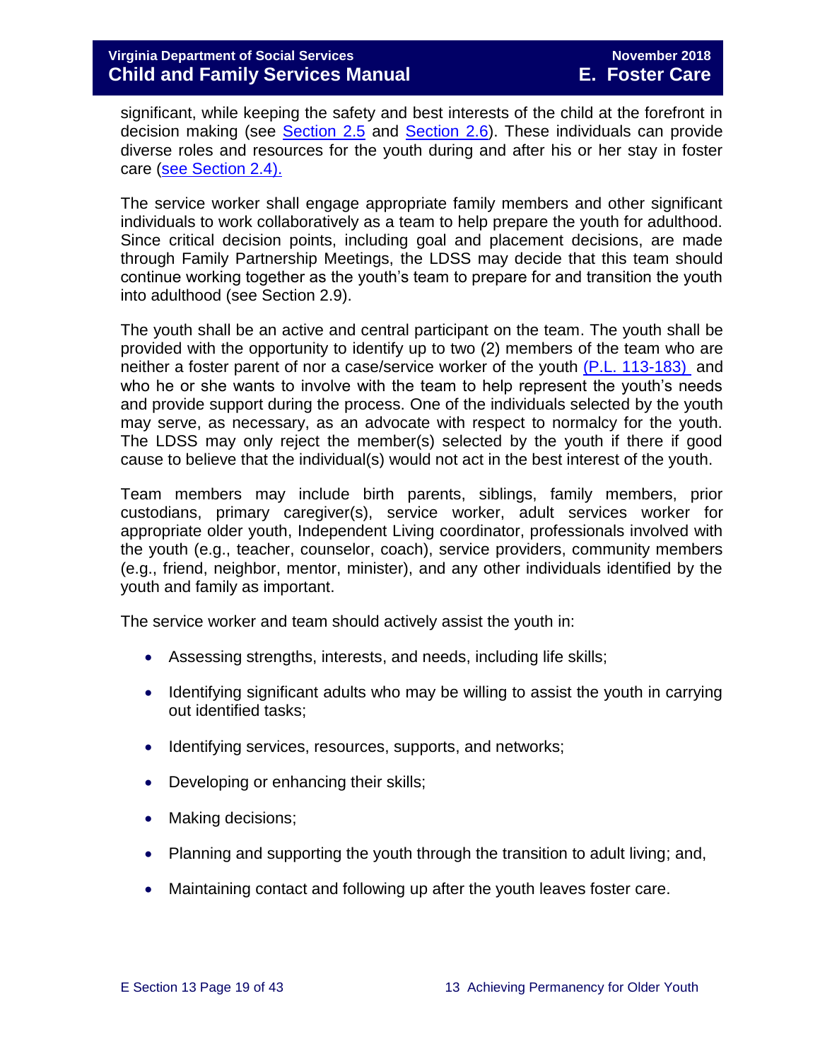significant, while keeping the safety and best interests of the child at the forefront in decision making (see Section 2.5 and Section 2.6). These individuals can provide diverse roles and resources for the youth during and after his or her stay in foster care (see Section 2.4).

The service worker shall engage appropriate family members and other significant individuals to work collaboratively as a team to help prepare the youth for adulthood. Since critical decision points, including goal and placement decisions, are made through Family Partnership Meetings, the LDSS may decide that this team should continue working together as the youth's team to prepare for and transition the youth into adulthood (see Section 2.9).

The youth shall be an active and central participant on the team. The youth shall be provided with the opportunity to identify up to two (2) members of the team who are neither a foster parent of nor a case/service worker of the youth (P.L. 113-183) and who he or she wants to involve with the team to help represent the youth's needs and provide support during the process. One of the individuals selected by the youth may serve, as necessary, as an advocate with respect to normalcy for the youth. The LDSS may only reject the member(s) selected by the youth if there if good cause to believe that the individual(s) would not act in the best interest of the youth.

Team members may include birth parents, siblings, family members, prior custodians, primary caregiver(s), service worker, adult services worker for appropriate older youth, Independent Living coordinator, professionals involved with the youth (e.g., teacher, counselor, coach), service providers, community members (e.g., friend, neighbor, mentor, minister), and any other individuals identified by the youth and family as important.

The service worker and team should actively assist the youth in:

- Assessing strengths, interests, and needs, including life skills;
- Identifying significant adults who may be willing to assist the youth in carrying out identified tasks;
- Identifying services, resources, supports, and networks;
- Developing or enhancing their skills;
- Making decisions;
- Planning and supporting the youth through the transition to adult living; and,
- Maintaining contact and following up after the youth leaves foster care.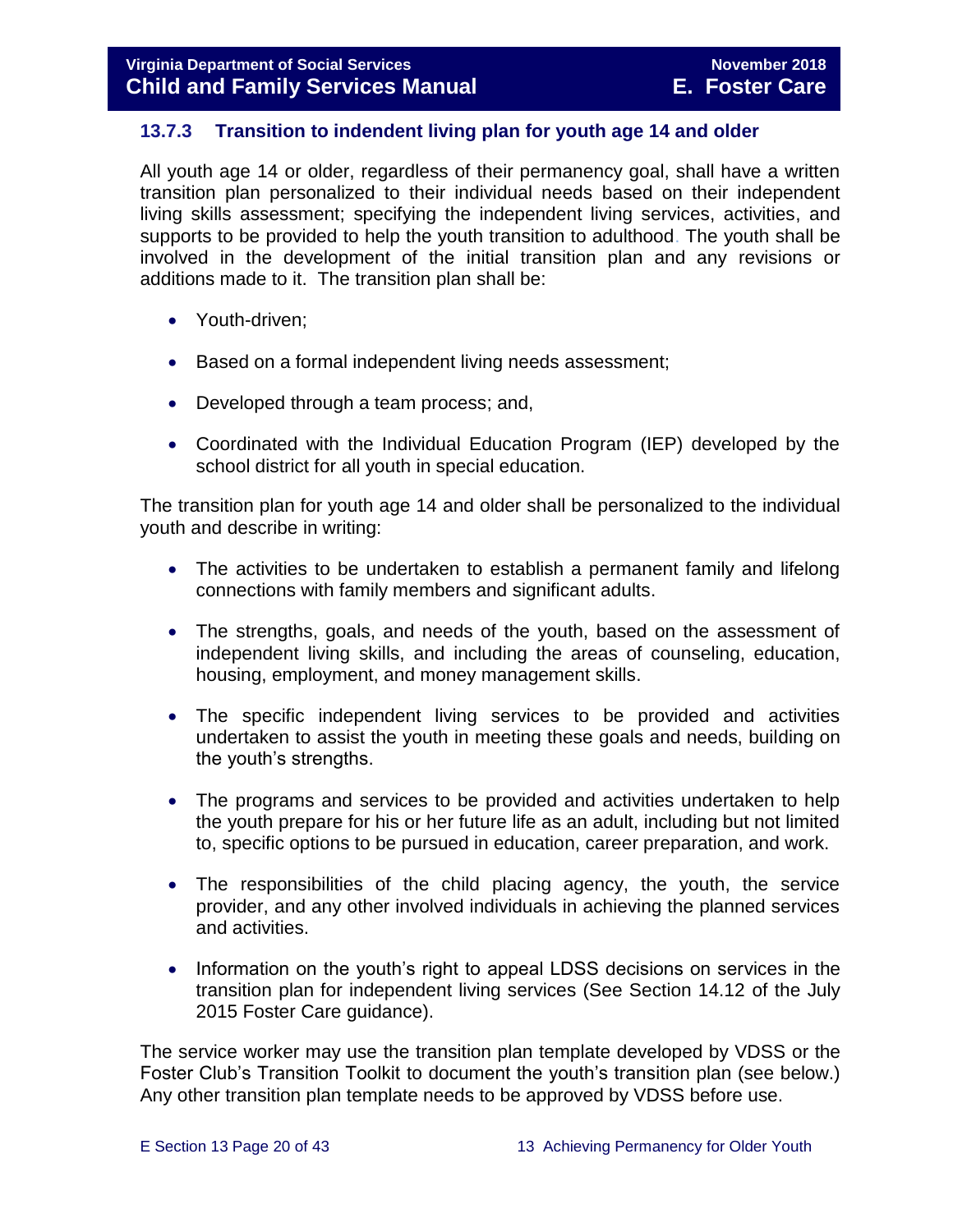### 13.7.3 Transition to indendent living plan for youth age 14 and older

All youth age 14 or older, regardless of their permanency goal, shall have a written transition plan personalized to their individual needs based on their independent living skills assessment; specifying the independent living services, activities, and supports to be provided to help the youth transition to adulthood. The youth shall be involved in the development of the initial transition plan and any revisions or additions made to it. The transition plan shall be:

- Youth-driven;
- Based on a formal independent living needs assessment;
- Developed through a team process; and,
- Coordinated with the Individual Education Program (IEP) developed by the school district for all youth in special education.

The transition plan for youth age 14 and older shall be personalized to the individual youth and describe in writing:

- The activities to be undertaken to establish a permanent family and lifelong connections with family members and significant adults.
- The strengths, goals, and needs of the youth, based on the assessment of independent living skills, and including the areas of counseling, education, housing, employment, and money management skills.
- The specific independent living services to be provided and activities undertaken to assist the youth in meeting these goals and needs, building on the youth's strengths.
- The programs and services to be provided and activities undertaken to help the youth prepare for his or her future life as an adult, including but not limited to, specific options to be pursued in education, career preparation, and work.
- The responsibilities of the child placing agency, the youth, the service provider, and any other involved individuals in achieving the planned services and activities.
- Information on the youth's right to appeal LDSS decisions on services in the transition plan for independent living services (See Section 14.12 of the July 2015 Foster Care guidance).

The service worker may use the transition plan template developed by VDSS or the Foster Club's Transition Toolkit to document the youth's transition plan (see below.) Any other transition plan template needs to be approved by VDSS before use.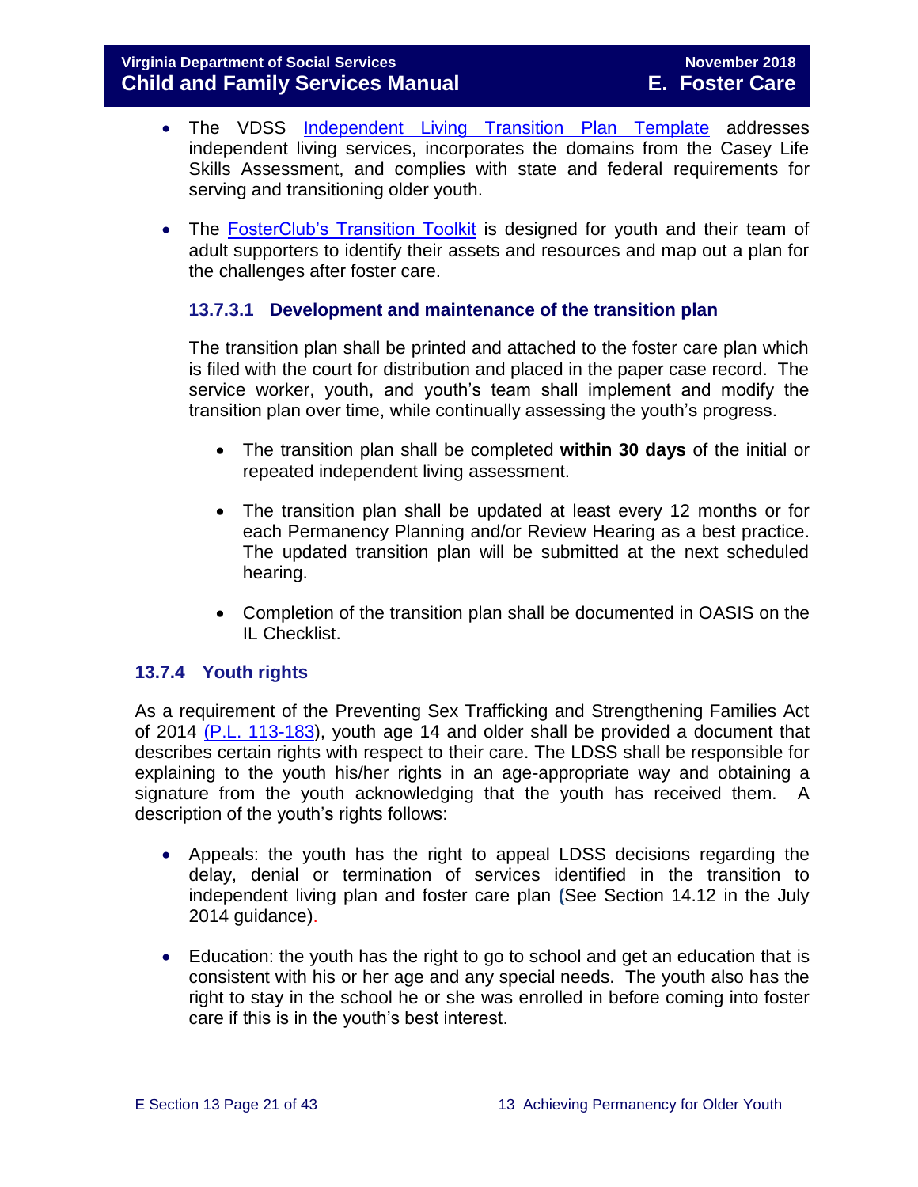- The VDSS Independent Living Transition Plan Template addresses independent living services, incorporates the domains from the Casey Life Skills Assessment, and complies with state and federal requirements for serving and transitioning older youth.

- The FosterClub's Transition Toolkit is designed for youth and their team of adult supporters to identify their assets and resources and map out a plan for the challenges after foster care.

#### 13.7.3.1 Development and maintenance of the transition plan

The transition plan shall be printed and attached to the foster care plan which is filed with the court for distribution and placed in the paper case record. The service worker, youth, and youth's team shall implement and modify the transition plan over time, while continually assessing the youth's progress.

- The transition plan shall be completed **within 30 days** of the initial or repeated independent living assessment.

- The transition plan shall be updated at least every 12 months or for each Permanency Planning and/or Review Hearing as a best practice. The updated transition plan will be submitted at the next scheduled hearing.

- Completion of the transition plan shall be documented in OASIS on the IL Checklist.

### 13.7.4 Youth rights

As a requirement of the Preventing Sex Trafficking and Strengthening Families Act of 2014 (P.L. 113-183), youth age 14 and older shall be provided a document that describes certain rights with respect to their care. The LDSS shall be responsible for explaining to the youth his/her rights in an age-appropriate way and obtaining a signature from the youth acknowledging that the youth has received them. A description of the youth's rights follows:

- Appeals: the youth has the right to appeal LDSS decisions regarding the delay, denial or termination of services identified in the transition to independent living plan and foster care plan (See Section 14.12 in the July 2014 guidance).

- Education: the youth has the right to go to school and get an education that is consistent with his or her age and any special needs. The youth also has the right to stay in the school he or she was enrolled in before coming into foster care if this is in the youth's best interest.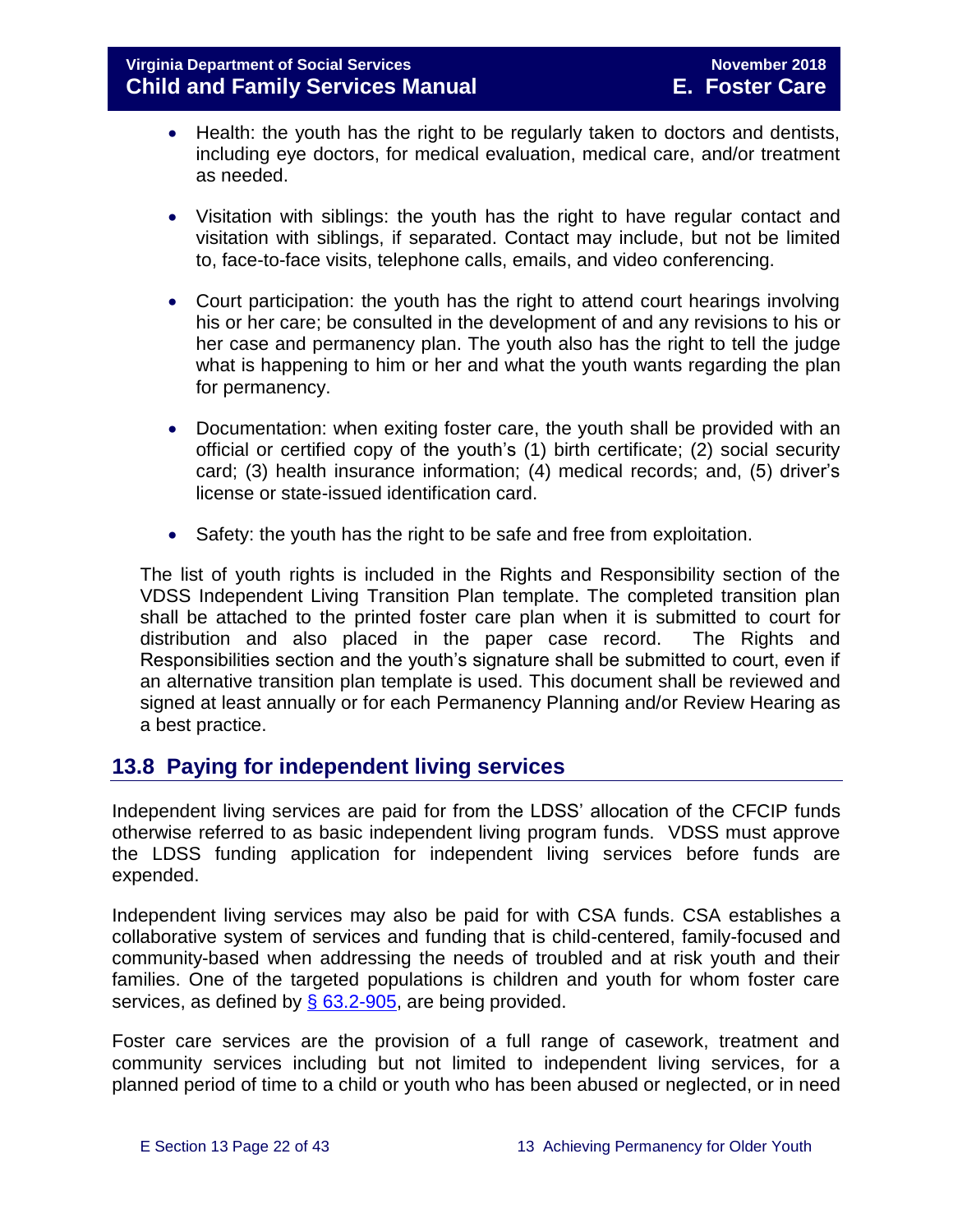- Health: the youth has the right to be regularly taken to doctors and dentists, including eye doctors, for medical evaluation, medical care, and/or treatment as needed.

- Visitation with siblings: the youth has the right to have regular contact and visitation with siblings, if separated. Contact may include, but not be limited to, face-to-face visits, telephone calls, emails, and video conferencing.

- Court participation: the youth has the right to attend court hearings involving his or her care; be consulted in the development of and any revisions to his or her case and permanency plan. The youth also has the right to tell the judge what is happening to him or her and what the youth wants regarding the plan for permanency.

- Documentation: when exiting foster care, the youth shall be provided with an official or certified copy of the youth's (1) birth certificate; (2) social security card; (3) health insurance information; (4) medical records; and, (5) driver's license or state-issued identification card.

- Safety: the youth has the right to be safe and free from exploitation.

The list of youth rights is included in the Rights and Responsibility section of the VDSS Independent Living Transition Plan template. The completed transition plan shall be attached to the printed foster care plan when it is submitted to court for distribution and also placed in the paper case record. The Rights and Responsibilities section and the youth's signature shall be submitted to court, even if an alternative transition plan template is used. This document shall be reviewed and signed at least annually or for each Permanency Planning and/or Review Hearing as a best practice.

## 13.8 Paying for independent living services

Independent living services are paid for from the LDSS' allocation of the CFCIP funds otherwise referred to as basic independent living program funds. VDSS must approve the LDSS funding application for independent living services before funds are expended.

Independent living services may also be paid for with CSA funds. CSA establishes a collaborative system of services and funding that is child-centered, family-focused and community-based when addressing the needs of troubled and at risk youth and their families. One of the targeted populations is children and youth for whom foster care services, as defined by § 63.2-905, are being provided.

Foster care services are the provision of a full range of casework, treatment and community services including but not limited to independent living services, for a planned period of time to a child or youth who has been abused or neglected, or in need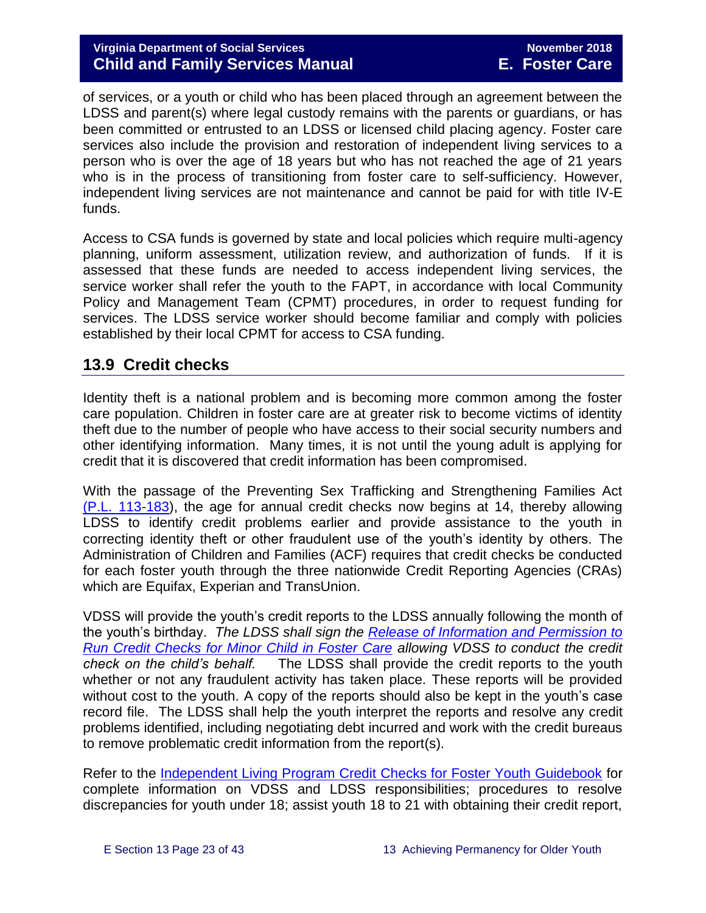of services, or a youth or child who has been placed through an agreement between the LDSS and parent(s) where legal custody remains with the parents or guardians, or has been committed or entrusted to an LDSS or licensed child placing agency. Foster care services also include the provision and restoration of independent living services to a person who is over the age of 18 years but who has not reached the age of 21 years who is in the process of transitioning from foster care to self-sufficiency. However, independent living services are not maintenance and cannot be paid for with title IV-E funds.

Access to CSA funds is governed by state and local policies which require multi-agency planning, uniform assessment, utilization review, and authorization of funds. If it is assessed that these funds are needed to access independent living services, the service worker shall refer the youth to the FAPT, in accordance with local Community Policy and Management Team (CPMT) procedures, in order to request funding for services. The LDSS service worker should become familiar and comply with policies established by their local CPMT for access to CSA funding.

## 13.9 Credit checks

Identity theft is a national problem and is becoming more common among the foster care population. Children in foster care are at greater risk to become victims of identity theft due to the number of people who have access to their social security numbers and other identifying information. Many times, it is not until the young adult is applying for credit that it is discovered that credit information has been compromised.

With the passage of the Preventing Sex Trafficking and Strengthening Families Act (P.L. 113-183), the age for annual credit checks now begins at 14, thereby allowing LDSS to identify credit problems earlier and provide assistance to the youth in correcting identity theft or other fraudulent use of the youth's identity by others. The Administration of Children and Families (ACF) requires that credit checks be conducted for each foster youth through the three nationwide Credit Reporting Agencies (CRAs) which are Equifax, Experian and TransUnion.

VDSS will provide the youth's credit reports to the LDSS annually following the month of the youth's birthday. *The LDSS shall sign the Release of Information and Permission to Run Credit Checks for Minor Child in Foster Care allowing VDSS to conduct the credit check on the child's behalf.* The LDSS shall provide the credit reports to the youth whether or not any fraudulent activity has taken place. These reports will be provided without cost to the youth. A copy of the reports should also be kept in the youth's case record file. The LDSS shall help the youth interpret the reports and resolve any credit problems identified, including negotiating debt incurred and work with the credit bureaus to remove problematic credit information from the report(s).

Refer to the Independent Living Program Credit Checks for Foster Youth Guidebook for complete information on VDSS and LDSS responsibilities; procedures to resolve discrepancies for youth under 18; assist youth 18 to 21 with obtaining their credit report,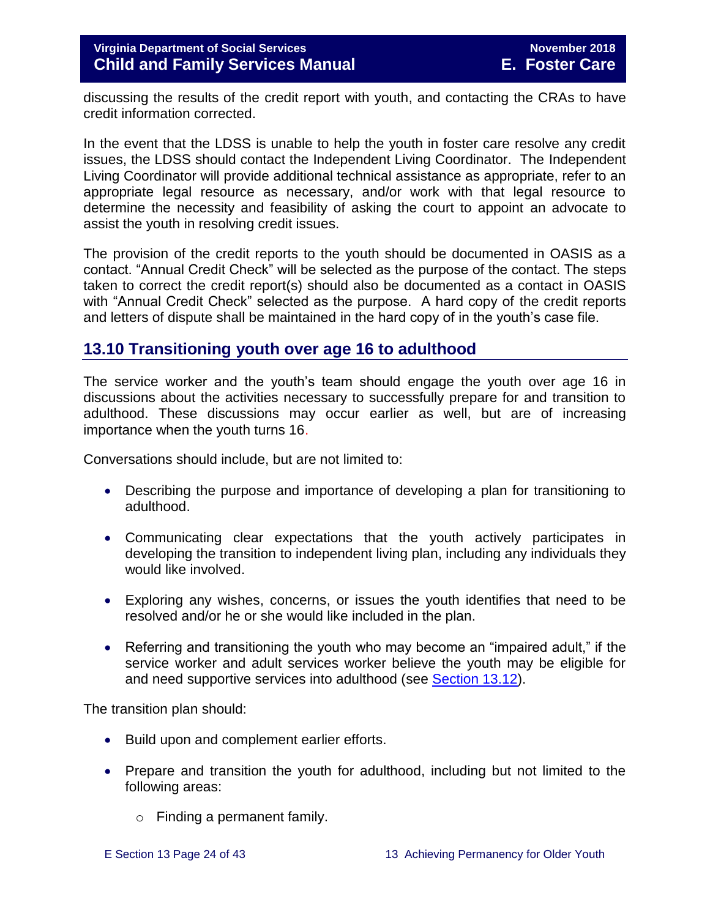discussing the results of the credit report with youth, and contacting the CRAs to have credit information corrected.

In the event that the LDSS is unable to help the youth in foster care resolve any credit issues, the LDSS should contact the Independent Living Coordinator. The Independent Living Coordinator will provide additional technical assistance as appropriate, refer to an appropriate legal resource as necessary, and/or work with that legal resource to determine the necessity and feasibility of asking the court to appoint an advocate to assist the youth in resolving credit issues.

The provision of the credit reports to the youth should be documented in OASIS as a contact. "Annual Credit Check" will be selected as the purpose of the contact. The steps taken to correct the credit report(s) should also be documented as a contact in OASIS with "Annual Credit Check" selected as the purpose. A hard copy of the credit reports and letters of dispute shall be maintained in the hard copy of in the youth's case file.

## 13.10 Transitioning youth over age 16 to adulthood

The service worker and the youth's team should engage the youth over age 16 in discussions about the activities necessary to successfully prepare for and transition to adulthood. These discussions may occur earlier as well, but are of increasing importance when the youth turns 16.

Conversations should include, but are not limited to:

- Describing the purpose and importance of developing a plan for transitioning to adulthood.
- Communicating clear expectations that the youth actively participates in developing the transition to independent living plan, including any individuals they would like involved.
- Exploring any wishes, concerns, or issues the youth identifies that need to be resolved and/or he or she would like included in the plan.
- Referring and transitioning the youth who may become an "impaired adult," if the service worker and adult services worker believe the youth may be eligible for and need supportive services into adulthood (see Section 13.12).

The transition plan should:

- Build upon and complement earlier efforts.
- Prepare and transition the youth for adulthood, including but not limited to the following areas:
  - Finding a permanent family.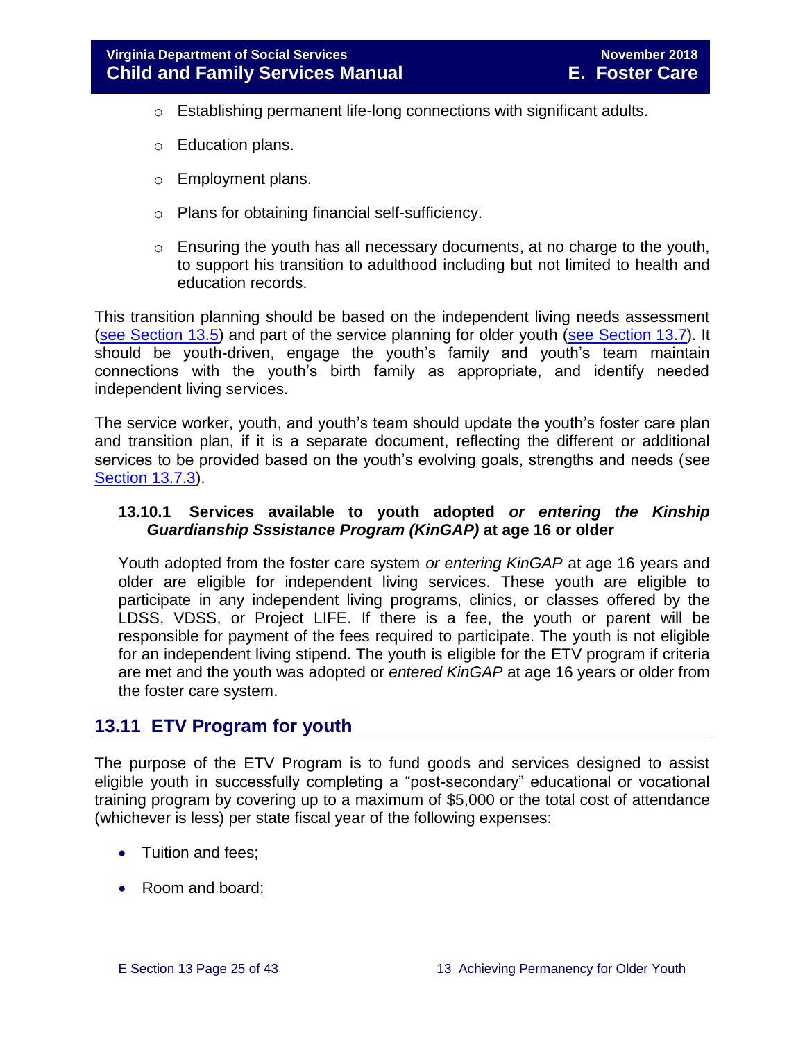- Establishing permanent life-long connections with significant adults.
- Education plans.
- Employment plans.
- Plans for obtaining financial self-sufficiency.
- Ensuring the youth has all necessary documents, at no charge to the youth, to support his transition to adulthood including but not limited to health and education records.

This transition planning should be based on the independent living needs assessment (see Section 13.5) and part of the service planning for older youth (see Section 13.7). It should be youth-driven, engage the youth's family and youth's team maintain connections with the youth's birth family as appropriate, and identify needed independent living services.

The service worker, youth, and youth's team should update the youth's foster care plan and transition plan, if it is a separate document, reflecting the different or additional services to be provided based on the youth's evolving goals, strengths and needs (see Section 13.7.3).

### 13.10.1 Services available to youth adopted *or entering the Kinship Guardianship Sssistance Program (KinGAP)* at age 16 or older

Youth adopted from the foster care system *or entering KinGAP* at age 16 years and older are eligible for independent living services. These youth are eligible to participate in any independent living programs, clinics, or classes offered by the LDSS, VDSS, or Project LIFE. If there is a fee, the youth or parent will be responsible for payment of the fees required to participate. The youth is not eligible for an independent living stipend. The youth is eligible for the ETV program if criteria are met and the youth was adopted or *entered KinGAP* at age 16 years or older from the foster care system.

## 13.11 ETV Program for youth

The purpose of the ETV Program is to fund goods and services designed to assist eligible youth in successfully completing a "post-secondary" educational or vocational training program by covering up to a maximum of $5,000 or the total cost of attendance (whichever is less) per state fiscal year of the following expenses:

- Tuition and fees;
- Room and board;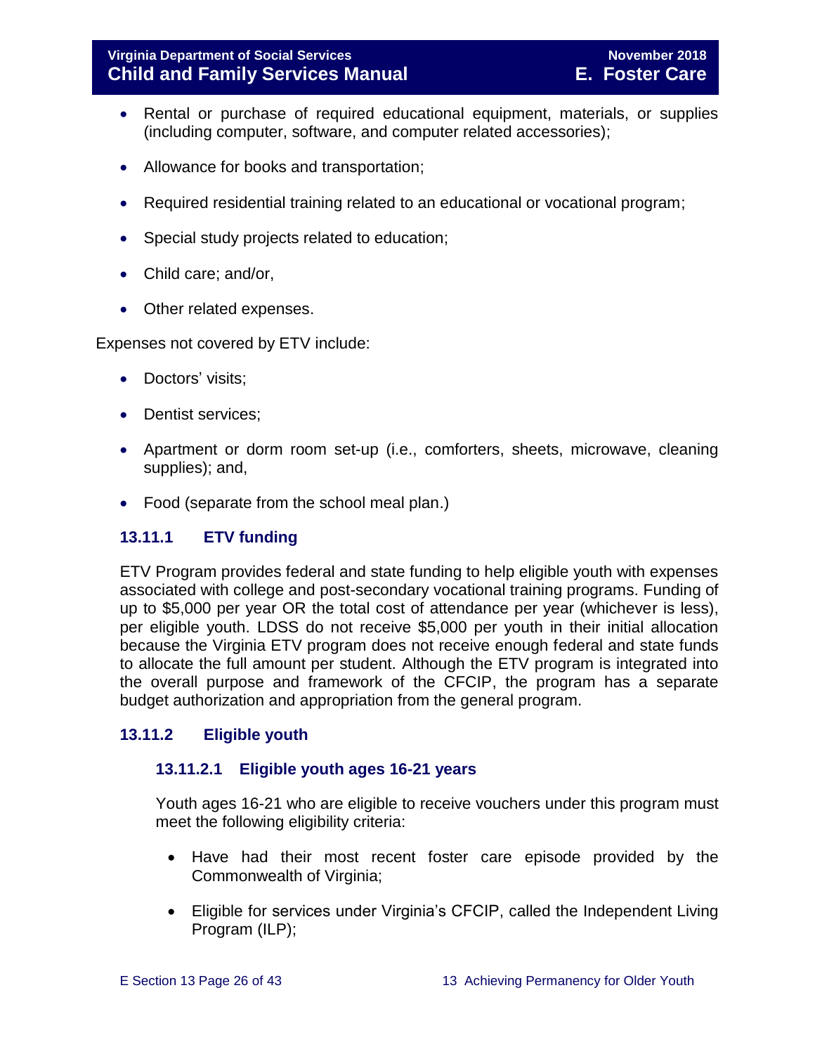- Rental or purchase of required educational equipment, materials, or supplies (including computer, software, and computer related accessories);
- Allowance for books and transportation;
- Required residential training related to an educational or vocational program;
- Special study projects related to education;
- Child care; and/or,
- Other related expenses.

Expenses not covered by ETV include:

- Doctors' visits;
- Dentist services;
- Apartment or dorm room set-up (i.e., comforters, sheets, microwave, cleaning supplies); and,
- Food (separate from the school meal plan.)

### 13.11.1 ETV funding

ETV Program provides federal and state funding to help eligible youth with expenses associated with college and post-secondary vocational training programs. Funding of up to $5,000 per year OR the total cost of attendance per year (whichever is less), per eligible youth. LDSS do not receive $5,000 per youth in their initial allocation because the Virginia ETV program does not receive enough federal and state funds to allocate the full amount per student. Although the ETV program is integrated into the overall purpose and framework of the CFCIP, the program has a separate budget authorization and appropriation from the general program.

### 13.11.2 Eligible youth

#### 13.11.2.1 Eligible youth ages 16-21 years

Youth ages 16-21 who are eligible to receive vouchers under this program must meet the following eligibility criteria:

- Have had their most recent foster care episode provided by the Commonwealth of Virginia;
- Eligible for services under Virginia's CFCIP, called the Independent Living Program (ILP);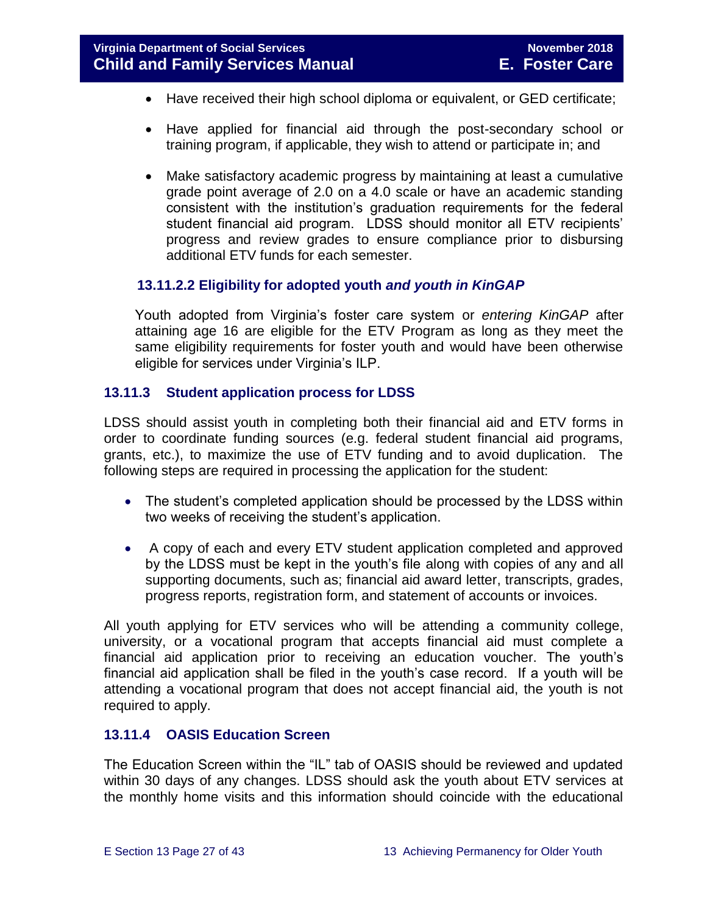- Have received their high school diploma or equivalent, or GED certificate;
- Have applied for financial aid through the post-secondary school or training program, if applicable, they wish to attend or participate in; and
- Make satisfactory academic progress by maintaining at least a cumulative grade point average of 2.0 on a 4.0 scale or have an academic standing consistent with the institution's graduation requirements for the federal student financial aid program. LDSS should monitor all ETV recipients' progress and review grades to ensure compliance prior to disbursing additional ETV funds for each semester.

#### 13.11.2.2 Eligibility for adopted youth *and youth in KinGAP*

Youth adopted from Virginia's foster care system or *entering KinGAP* after attaining age 16 are eligible for the ETV Program as long as they meet the same eligibility requirements for foster youth and would have been otherwise eligible for services under Virginia's ILP.

### 13.11.3 Student application process for LDSS

LDSS should assist youth in completing both their financial aid and ETV forms in order to coordinate funding sources (e.g. federal student financial aid programs, grants, etc.), to maximize the use of ETV funding and to avoid duplication. The following steps are required in processing the application for the student:

- The student's completed application should be processed by the LDSS within two weeks of receiving the student's application.
- A copy of each and every ETV student application completed and approved by the LDSS must be kept in the youth's file along with copies of any and all supporting documents, such as; financial aid award letter, transcripts, grades, progress reports, registration form, and statement of accounts or invoices.

All youth applying for ETV services who will be attending a community college, university, or a vocational program that accepts financial aid must complete a financial aid application prior to receiving an education voucher. The youth's financial aid application shall be filed in the youth's case record. If a youth will be attending a vocational program that does not accept financial aid, the youth is not required to apply.

### 13.11.4 OASIS Education Screen

The Education Screen within the "IL" tab of OASIS should be reviewed and updated within 30 days of any changes. LDSS should ask the youth about ETV services at the monthly home visits and this information should coincide with the educational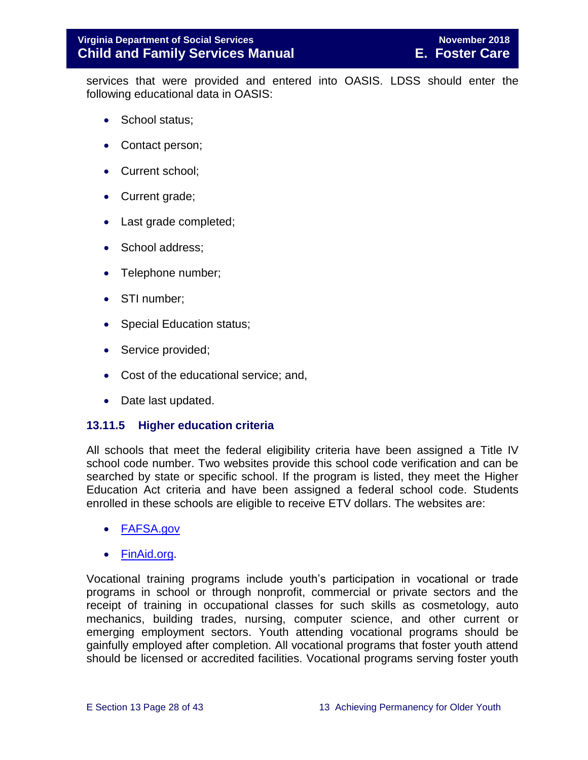services that were provided and entered into OASIS. LDSS should enter the following educational data in OASIS:

- School status;
- Contact person;
- Current school;
- Current grade;
- Last grade completed;
- School address;
- Telephone number;
- STI number;
- Special Education status;
- Service provided;
- Cost of the educational service; and,
- Date last updated.

### 13.11.5 Higher education criteria

All schools that meet the federal eligibility criteria have been assigned a Title IV school code number. Two websites provide this school code verification and can be searched by state or specific school. If the program is listed, they meet the Higher Education Act criteria and have been assigned a federal school code. Students enrolled in these schools are eligible to receive ETV dollars. The websites are:

- [FAFSA.gov](FAFSA.gov)
- [FinAid.org](FinAid.org).

Vocational training programs include youth's participation in vocational or trade programs in school or through nonprofit, commercial or private sectors and the receipt of training in occupational classes for such skills as cosmetology, auto mechanics, building trades, nursing, computer science, and other current or emerging employment sectors. Youth attending vocational programs should be gainfully employed after completion. All vocational programs that foster youth attend should be licensed or accredited facilities. Vocational programs serving foster youth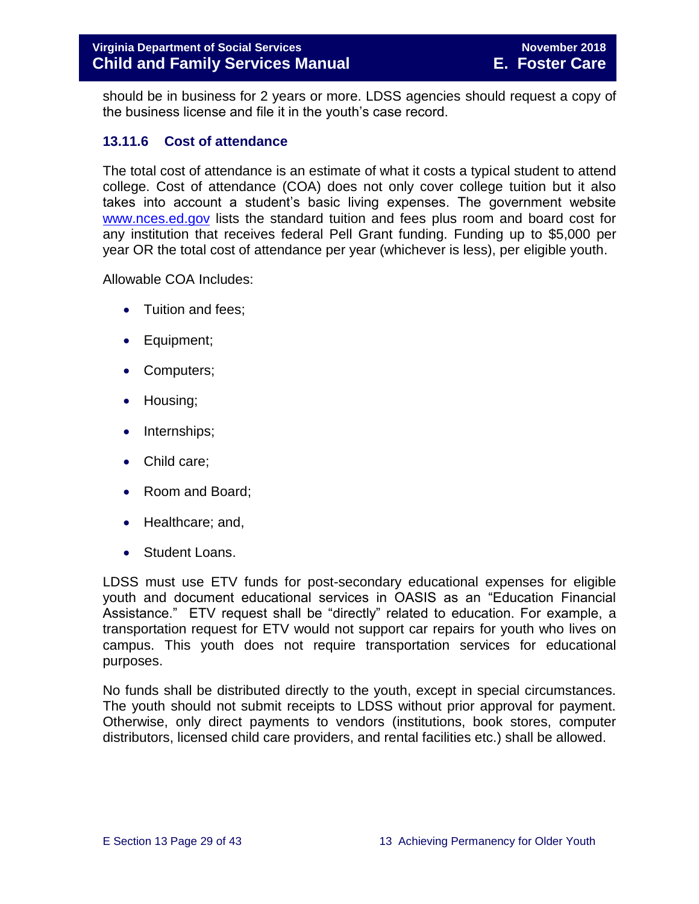should be in business for 2 years or more. LDSS agencies should request a copy of the business license and file it in the youth's case record.

### 13.11.6 Cost of attendance

The total cost of attendance is an estimate of what it costs a typical student to attend college. Cost of attendance (COA) does not only cover college tuition but it also takes into account a student's basic living expenses. The government website [www.nces.ed.gov](www.nces.ed.gov) lists the standard tuition and fees plus room and board cost for any institution that receives federal Pell Grant funding. Funding up to $5,000 per year OR the total cost of attendance per year (whichever is less), per eligible youth.

Allowable COA Includes:

- Tuition and fees;
- Equipment;
- Computers;
- Housing;
- Internships;
- Child care;
- Room and Board;
- Healthcare; and,
- Student Loans.

LDSS must use ETV funds for post-secondary educational expenses for eligible youth and document educational services in OASIS as an "Education Financial Assistance." ETV request shall be "directly" related to education. For example, a transportation request for ETV would not support car repairs for youth who lives on campus. This youth does not require transportation services for educational purposes.

No funds shall be distributed directly to the youth, except in special circumstances. The youth should not submit receipts to LDSS without prior approval for payment. Otherwise, only direct payments to vendors (institutions, book stores, computer distributors, licensed child care providers, and rental facilities etc.) shall be allowed.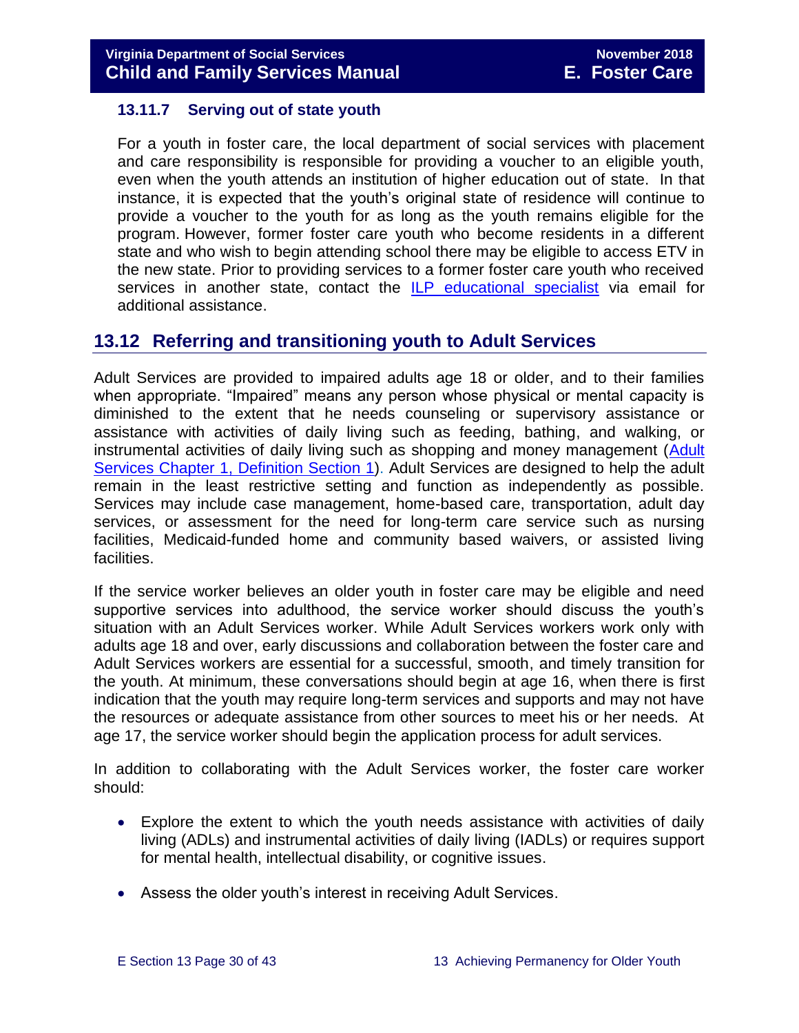### 13.11.7 Serving out of state youth

For a youth in foster care, the local department of social services with placement and care responsibility is responsible for providing a voucher to an eligible youth, even when the youth attends an institution of higher education out of state. In that instance, it is expected that the youth's original state of residence will continue to provide a voucher to the youth for as long as the youth remains eligible for the program. However, former foster care youth who become residents in a different state and who wish to begin attending school there may be eligible to access ETV in the new state. Prior to providing services to a former foster care youth who received services in another state, contact the ILP educational specialist via email for additional assistance.

## 13.12 Referring and transitioning youth to Adult Services

Adult Services are provided to impaired adults age 18 or older, and to their families when appropriate. "Impaired" means any person whose physical or mental capacity is diminished to the extent that he needs counseling or supervisory assistance or assistance with activities of daily living such as feeding, bathing, and walking, or instrumental activities of daily living such as shopping and money management (Adult Services Chapter 1, Definition Section 1). Adult Services are designed to help the adult remain in the least restrictive setting and function as independently as possible. Services may include case management, home-based care, transportation, adult day services, or assessment for the need for long-term care service such as nursing facilities, Medicaid-funded home and community based waivers, or assisted living facilities.

If the service worker believes an older youth in foster care may be eligible and need supportive services into adulthood, the service worker should discuss the youth's situation with an Adult Services worker. While Adult Services workers work only with adults age 18 and over, early discussions and collaboration between the foster care and Adult Services workers are essential for a successful, smooth, and timely transition for the youth. At minimum, these conversations should begin at age 16, when there is first indication that the youth may require long-term services and supports and may not have the resources or adequate assistance from other sources to meet his or her needs. At age 17, the service worker should begin the application process for adult services.

In addition to collaborating with the Adult Services worker, the foster care worker should:

- Explore the extent to which the youth needs assistance with activities of daily living (ADLs) and instrumental activities of daily living (IADLs) or requires support for mental health, intellectual disability, or cognitive issues.
- Assess the older youth's interest in receiving Adult Services.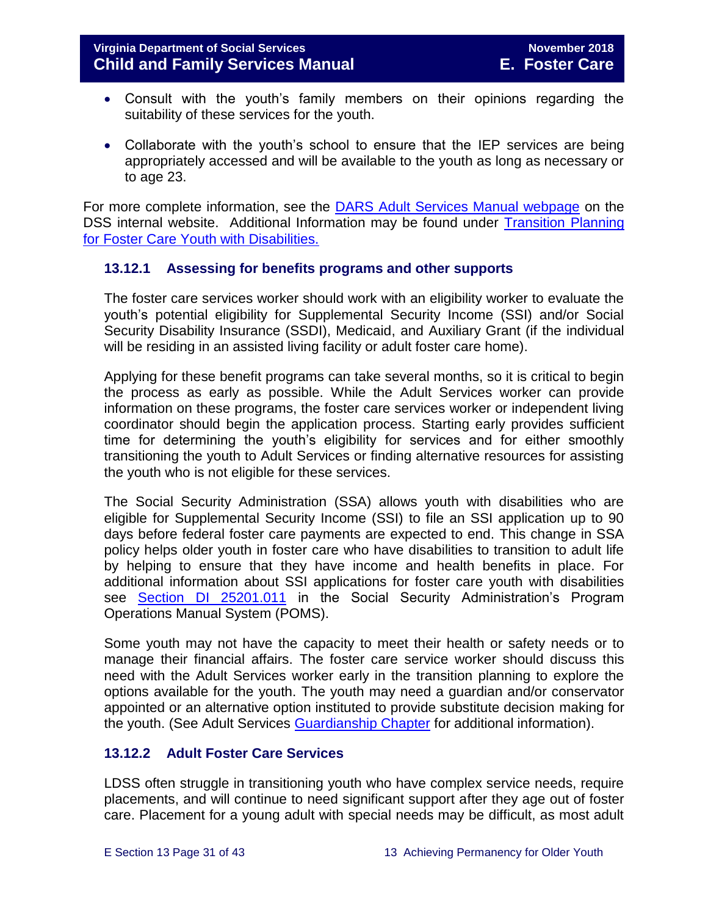- Consult with the youth's family members on their opinions regarding the suitability of these services for the youth.

- Collaborate with the youth's school to ensure that the IEP services are being appropriately accessed and will be available to the youth as long as necessary or to age 23.

For more complete information, see the DARS Adult Services Manual webpage on the DSS internal website. Additional Information may be found under Transition Planning for Foster Care Youth with Disabilities.

### 13.12.1 Assessing for benefits programs and other supports

The foster care services worker should work with an eligibility worker to evaluate the youth's potential eligibility for Supplemental Security Income (SSI) and/or Social Security Disability Insurance (SSDI), Medicaid, and Auxiliary Grant (if the individual will be residing in an assisted living facility or adult foster care home).

Applying for these benefit programs can take several months, so it is critical to begin the process as early as possible. While the Adult Services worker can provide information on these programs, the foster care services worker or independent living coordinator should begin the application process. Starting early provides sufficient time for determining the youth's eligibility for services and for either smoothly transitioning the youth to Adult Services or finding alternative resources for assisting the youth who is not eligible for these services.

The Social Security Administration (SSA) allows youth with disabilities who are eligible for Supplemental Security Income (SSI) to file an SSI application up to 90 days before federal foster care payments are expected to end. This change in SSA policy helps older youth in foster care who have disabilities to transition to adult life by helping to ensure that they have income and health benefits in place. For additional information about SSI applications for foster care youth with disabilities see Section DI 25201.011 in the Social Security Administration's Program Operations Manual System (POMS).

Some youth may not have the capacity to meet their health or safety needs or to manage their financial affairs. The foster care service worker should discuss this need with the Adult Services worker early in the transition planning to explore the options available for the youth. The youth may need a guardian and/or conservator appointed or an alternative option instituted to provide substitute decision making for the youth. (See Adult Services Guardianship Chapter for additional information).

### 13.12.2 Adult Foster Care Services

LDSS often struggle in transitioning youth who have complex service needs, require placements, and will continue to need significant support after they age out of foster care. Placement for a young adult with special needs may be difficult, as most adult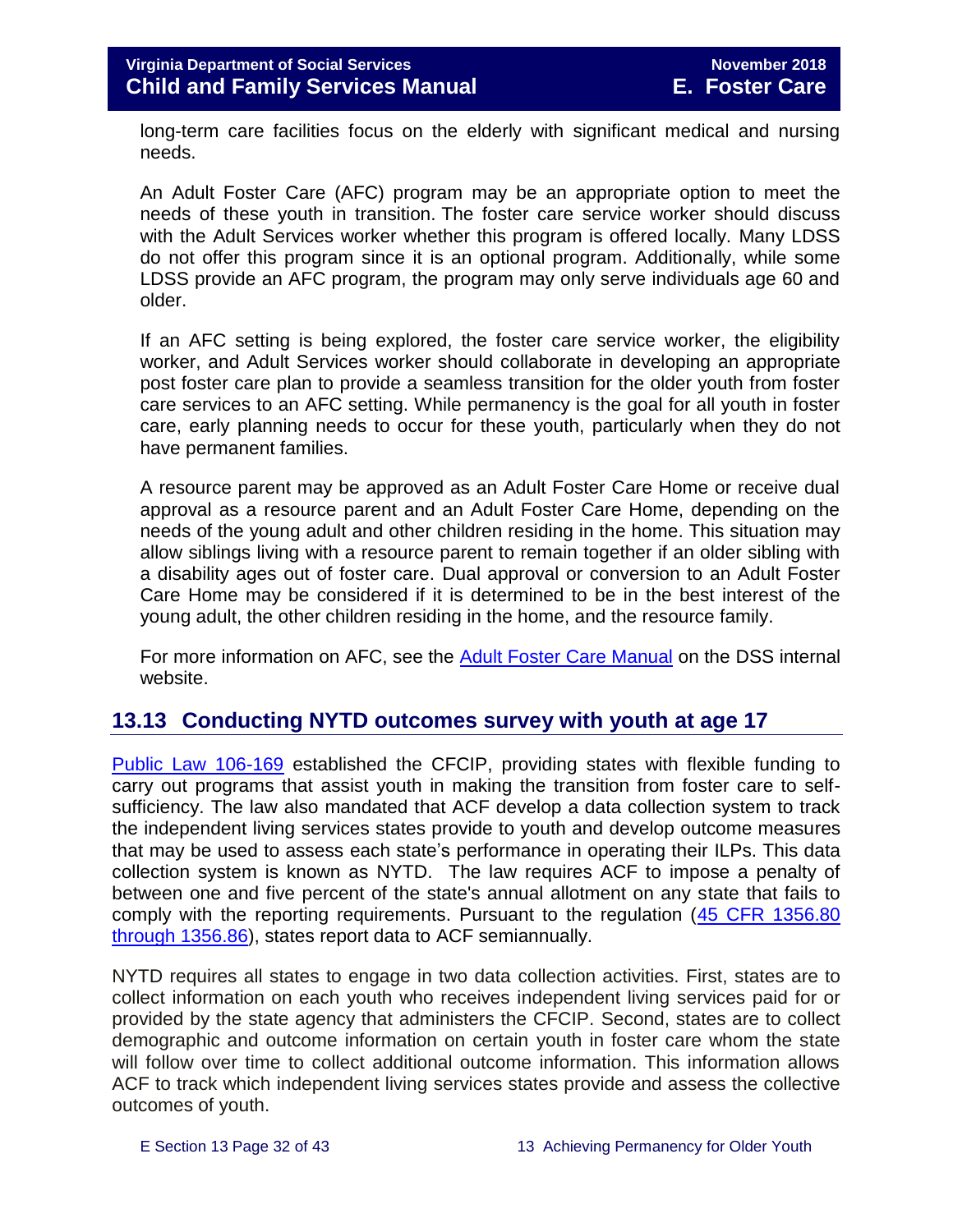long-term care facilities focus on the elderly with significant medical and nursing needs.

An Adult Foster Care (AFC) program may be an appropriate option to meet the needs of these youth in transition. The foster care service worker should discuss with the Adult Services worker whether this program is offered locally. Many LDSS do not offer this program since it is an optional program. Additionally, while some LDSS provide an AFC program, the program may only serve individuals age 60 and older.

If an AFC setting is being explored, the foster care service worker, the eligibility worker, and Adult Services worker should collaborate in developing an appropriate post foster care plan to provide a seamless transition for the older youth from foster care services to an AFC setting. While permanency is the goal for all youth in foster care, early planning needs to occur for these youth, particularly when they do not have permanent families.

A resource parent may be approved as an Adult Foster Care Home or receive dual approval as a resource parent and an Adult Foster Care Home, depending on the needs of the young adult and other children residing in the home. This situation may allow siblings living with a resource parent to remain together if an older sibling with a disability ages out of foster care. Dual approval or conversion to an Adult Foster Care Home may be considered if it is determined to be in the best interest of the young adult, the other children residing in the home, and the resource family.

For more information on AFC, see the Adult Foster Care Manual on the DSS internal website.

## 13.13 Conducting NYTD outcomes survey with youth at age 17

Public Law 106-169 established the CFCIP, providing states with flexible funding to carry out programs that assist youth in making the transition from foster care to self-sufficiency. The law also mandated that ACF develop a data collection system to track the independent living services states provide to youth and develop outcome measures that may be used to assess each state's performance in operating their ILPs. This data collection system is known as NYTD. The law requires ACF to impose a penalty of between one and five percent of the state's annual allotment on any state that fails to comply with the reporting requirements. Pursuant to the regulation (45 CFR 1356.80 through 1356.86), states report data to ACF semiannually.

NYTD requires all states to engage in two data collection activities. First, states are to collect information on each youth who receives independent living services paid for or provided by the state agency that administers the CFCIP. Second, states are to collect demographic and outcome information on certain youth in foster care whom the state will follow over time to collect additional outcome information. This information allows ACF to track which independent living services states provide and assess the collective outcomes of youth.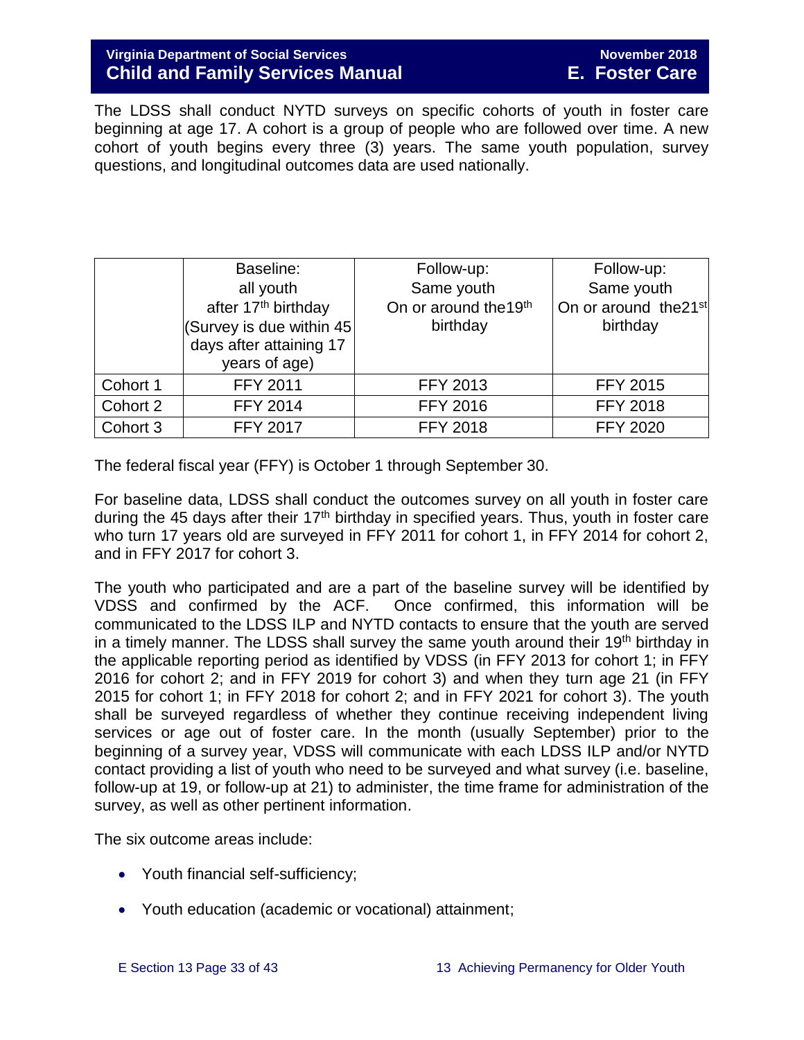The LDSS shall conduct NYTD surveys on specific cohorts of youth in foster care beginning at age 17. A cohort is a group of people who are followed over time. A new cohort of youth begins every three (3) years. The same youth population, survey questions, and longitudinal outcomes data are used nationally.

| | Baseline: all youth after 17th birthday (Survey is due within 45 days after attaining 17 years of age) | Follow-up: Same youth On or around the19th birthday | Follow-up: Same youth On or around the21st birthday |
|---|---|---|---|
| Cohort 1 | FFY 2011 | FFY 2013 | FFY 2015 |
| Cohort 2 | FFY 2014 | FFY 2016 | FFY 2018 |
| Cohort 3 | FFY 2017 | FFY 2018 | FFY 2020 |

The federal fiscal year (FFY) is October 1 through September 30.

For baseline data, LDSS shall conduct the outcomes survey on all youth in foster care during the 45 days after their 17th birthday in specified years. Thus, youth in foster care who turn 17 years old are surveyed in FFY 2011 for cohort 1, in FFY 2014 for cohort 2, and in FFY 2017 for cohort 3.

The youth who participated and are a part of the baseline survey will be identified by VDSS and confirmed by the ACF. Once confirmed, this information will be communicated to the LDSS ILP and NYTD contacts to ensure that the youth are served in a timely manner. The LDSS shall survey the same youth around their 19th birthday in the applicable reporting period as identified by VDSS (in FFY 2013 for cohort 1; in FFY 2016 for cohort 2; and in FFY 2019 for cohort 3) and when they turn age 21 (in FFY 2015 for cohort 1; in FFY 2018 for cohort 2; and in FFY 2021 for cohort 3). The youth shall be surveyed regardless of whether they continue receiving independent living services or age out of foster care. In the month (usually September) prior to the beginning of a survey year, VDSS will communicate with each LDSS ILP and/or NYTD contact providing a list of youth who need to be surveyed and what survey (i.e. baseline, follow-up at 19, or follow-up at 21) to administer, the time frame for administration of the survey, as well as other pertinent information.

The six outcome areas include:

- Youth financial self-sufficiency;
- Youth education (academic or vocational) attainment;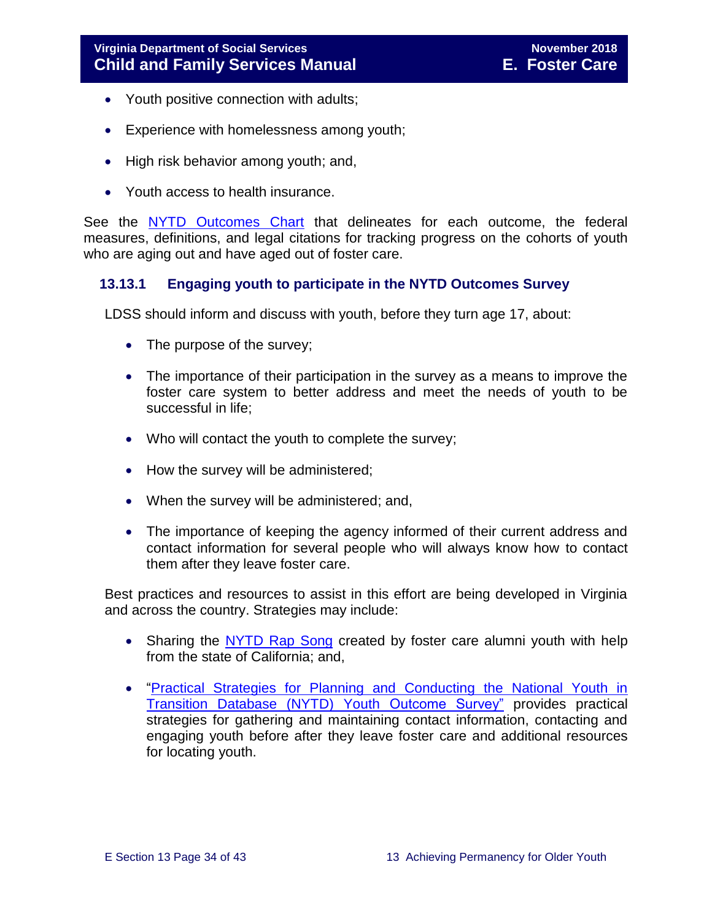- Youth positive connection with adults;
- Experience with homelessness among youth;
- High risk behavior among youth; and,
- Youth access to health insurance.

See the NYTD Outcomes Chart that delineates for each outcome, the federal measures, definitions, and legal citations for tracking progress on the cohorts of youth who are aging out and have aged out of foster care.

### 13.13.1 Engaging youth to participate in the NYTD Outcomes Survey

LDSS should inform and discuss with youth, before they turn age 17, about:

- The purpose of the survey;
- The importance of their participation in the survey as a means to improve the foster care system to better address and meet the needs of youth to be successful in life;
- Who will contact the youth to complete the survey;
- How the survey will be administered;
- When the survey will be administered; and,
- The importance of keeping the agency informed of their current address and contact information for several people who will always know how to contact them after they leave foster care.

Best practices and resources to assist in this effort are being developed in Virginia and across the country. Strategies may include:

- Sharing the NYTD Rap Song created by foster care alumni youth with help from the state of California; and,
- "Practical Strategies for Planning and Conducting the National Youth in Transition Database (NYTD) Youth Outcome Survey" provides practical strategies for gathering and maintaining contact information, contacting and engaging youth before after they leave foster care and additional resources for locating youth.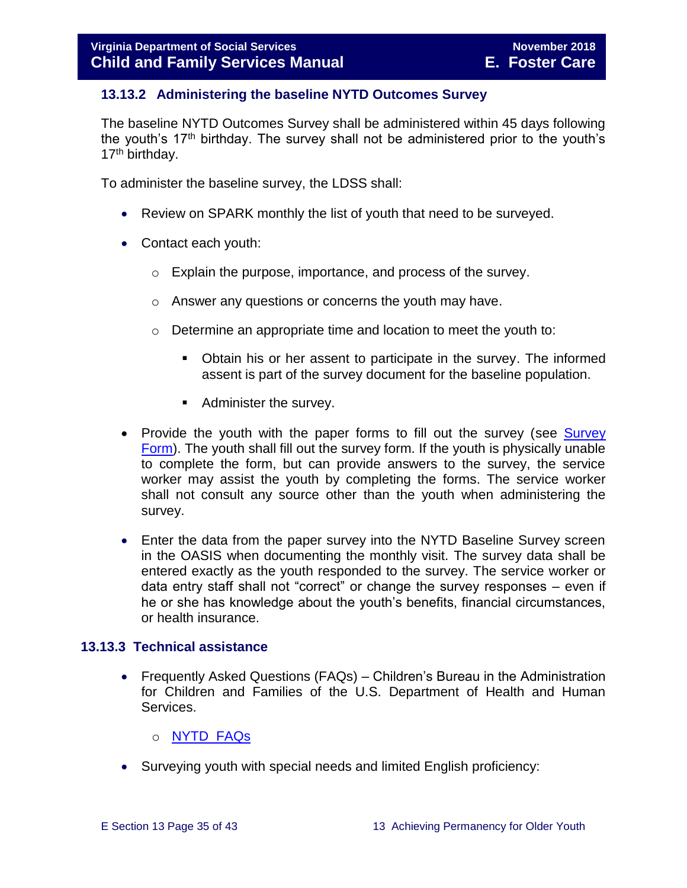### 13.13.2 Administering the baseline NYTD Outcomes Survey

The baseline NYTD Outcomes Survey shall be administered within 45 days following the youth's 17th birthday. The survey shall not be administered prior to the youth's 17th birthday.

To administer the baseline survey, the LDSS shall:

- Review on SPARK monthly the list of youth that need to be surveyed.
- Contact each youth:
  - Explain the purpose, importance, and process of the survey.
  - Answer any questions or concerns the youth may have.
  - Determine an appropriate time and location to meet the youth to:
    - Obtain his or her assent to participate in the survey. The informed assent is part of the survey document for the baseline population.
    - Administer the survey.
- Provide the youth with the paper forms to fill out the survey (see [Survey Form](#)). The youth shall fill out the survey form. If the youth is physically unable to complete the form, but can provide answers to the survey, the service worker may assist the youth by completing the forms. The service worker shall not consult any source other than the youth when administering the survey.
- Enter the data from the paper survey into the NYTD Baseline Survey screen in the OASIS when documenting the monthly visit. The survey data shall be entered exactly as the youth responded to the survey. The service worker or data entry staff shall not "correct" or change the survey responses – even if he or she has knowledge about the youth's benefits, financial circumstances, or health insurance.

### 13.13.3 Technical assistance

- Frequently Asked Questions (FAQs) – Children's Bureau in the Administration for Children and Families of the U.S. Department of Health and Human Services.
  - [NYTD FAQs](#)
- Surveying youth with special needs and limited English proficiency: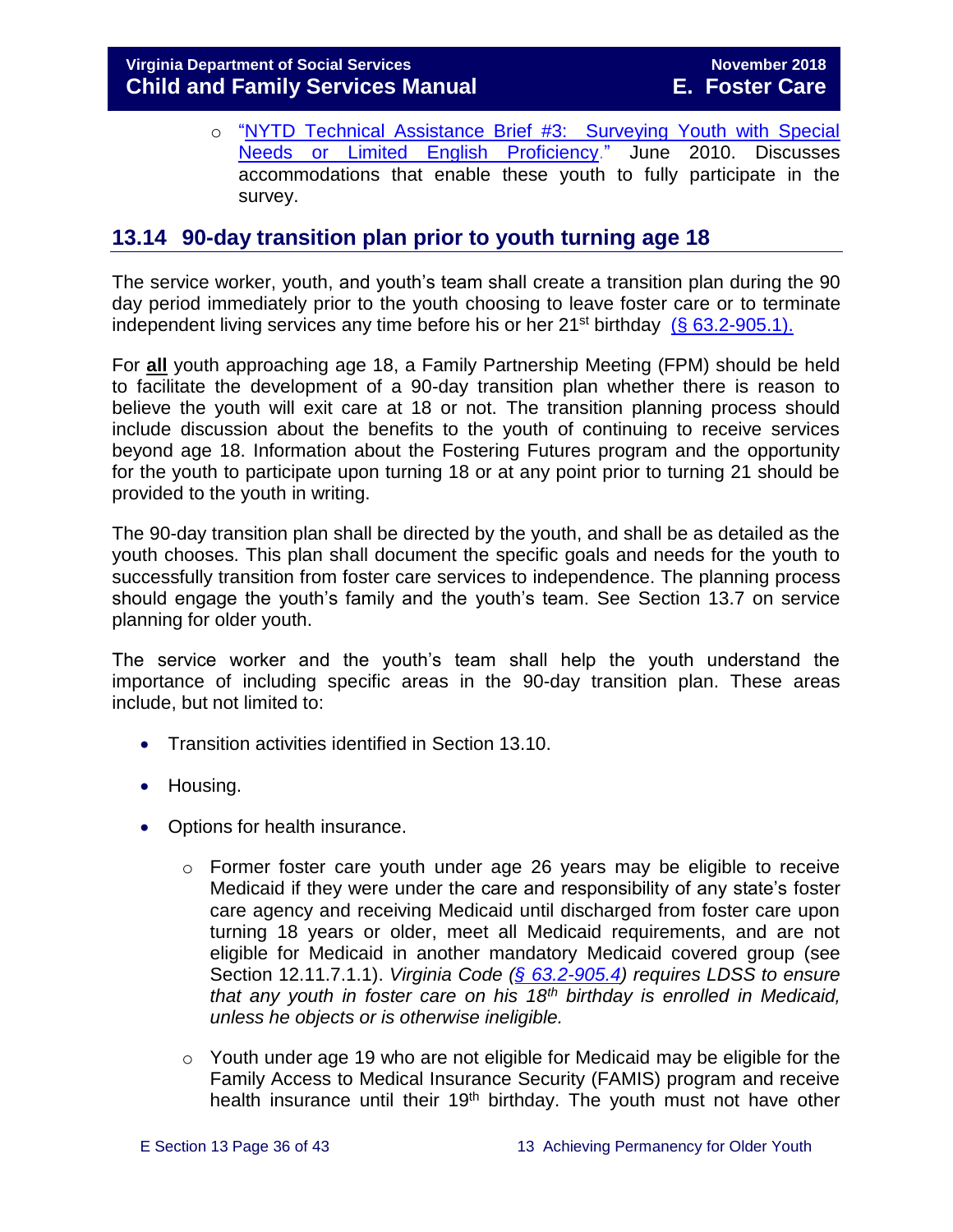- "NYTD Technical Assistance Brief #3: Surveying Youth with Special Needs or Limited English Proficiency." June 2010. Discusses accommodations that enable these youth to fully participate in the survey.

## 13.14 90-day transition plan prior to youth turning age 18

The service worker, youth, and youth's team shall create a transition plan during the 90 day period immediately prior to the youth choosing to leave foster care or to terminate independent living services any time before his or her 21st birthday (§ 63.2-905.1).

For **all** youth approaching age 18, a Family Partnership Meeting (FPM) should be held to facilitate the development of a 90-day transition plan whether there is reason to believe the youth will exit care at 18 or not. The transition planning process should include discussion about the benefits to the youth of continuing to receive services beyond age 18. Information about the Fostering Futures program and the opportunity for the youth to participate upon turning 18 or at any point prior to turning 21 should be provided to the youth in writing.

The 90-day transition plan shall be directed by the youth, and shall be as detailed as the youth chooses. This plan shall document the specific goals and needs for the youth to successfully transition from foster care services to independence. The planning process should engage the youth's family and the youth's team. See Section 13.7 on service planning for older youth.

The service worker and the youth's team shall help the youth understand the importance of including specific areas in the 90-day transition plan. These areas include, but not limited to:

- Transition activities identified in Section 13.10.
- Housing.
- Options for health insurance.
  - Former foster care youth under age 26 years may be eligible to receive Medicaid if they were under the care and responsibility of any state's foster care agency and receiving Medicaid until discharged from foster care upon turning 18 years or older, meet all Medicaid requirements, and are not eligible for Medicaid in another mandatory Medicaid covered group (see Section 12.11.7.1.1). *Virginia Code (§ 63.2-905.4) requires LDSS to ensure that any youth in foster care on his 18th birthday is enrolled in Medicaid, unless he objects or is otherwise ineligible.*
  - Youth under age 19 who are not eligible for Medicaid may be eligible for the Family Access to Medical Insurance Security (FAMIS) program and receive health insurance until their 19th birthday. The youth must not have other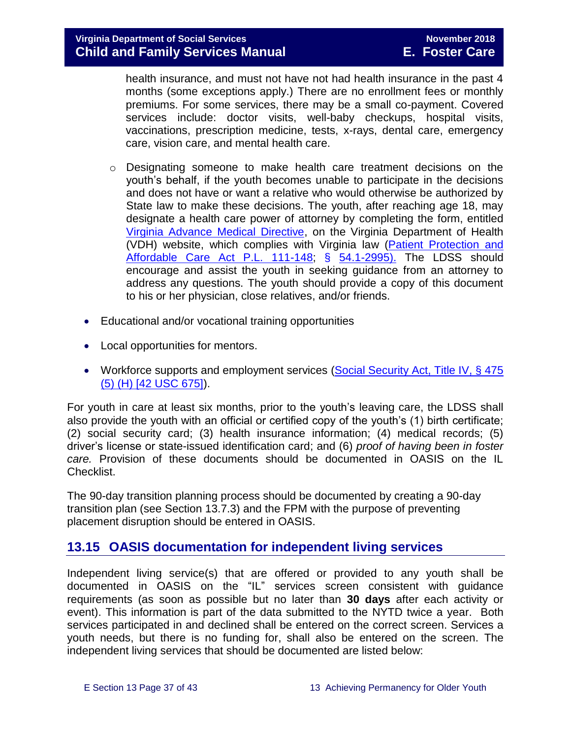health insurance, and must not have not had health insurance in the past 4 months (some exceptions apply.) There are no enrollment fees or monthly premiums. For some services, there may be a small co-payment. Covered services include: doctor visits, well-baby checkups, hospital visits, vaccinations, prescription medicine, tests, x-rays, dental care, emergency care, vision care, and mental health care.

- Designating someone to make health care treatment decisions on the youth's behalf, if the youth becomes unable to participate in the decisions and does not have or want a relative who would otherwise be authorized by State law to make these decisions. The youth, after reaching age 18, may designate a health care power of attorney by completing the form, entitled Virginia Advance Medical Directive, on the Virginia Department of Health (VDH) website, which complies with Virginia law (Patient Protection and Affordable Care Act P.L. 111-148; § 54.1-2995). The LDSS should encourage and assist the youth in seeking guidance from an attorney to address any questions. The youth should provide a copy of this document to his or her physician, close relatives, and/or friends.

- Educational and/or vocational training opportunities
- Local opportunities for mentors.
- Workforce supports and employment services (Social Security Act, Title IV, § 475 (5) (H) [42 USC 675]).

For youth in care at least six months, prior to the youth's leaving care, the LDSS shall also provide the youth with an official or certified copy of the youth's (1) birth certificate; (2) social security card; (3) health insurance information; (4) medical records; (5) driver's license or state-issued identification card; and (6) *proof of having been in foster care.* Provision of these documents should be documented in OASIS on the IL Checklist.

The 90-day transition planning process should be documented by creating a 90-day transition plan (see Section 13.7.3) and the FPM with the purpose of preventing placement disruption should be entered in OASIS.

## 13.15 OASIS documentation for independent living services

Independent living service(s) that are offered or provided to any youth shall be documented in OASIS on the "IL" services screen consistent with guidance requirements (as soon as possible but no later than **30 days** after each activity or event). This information is part of the data submitted to the NYTD twice a year. Both services participated in and declined shall be entered on the correct screen. Services a youth needs, but there is no funding for, shall also be entered on the screen. The independent living services that should be documented are listed below: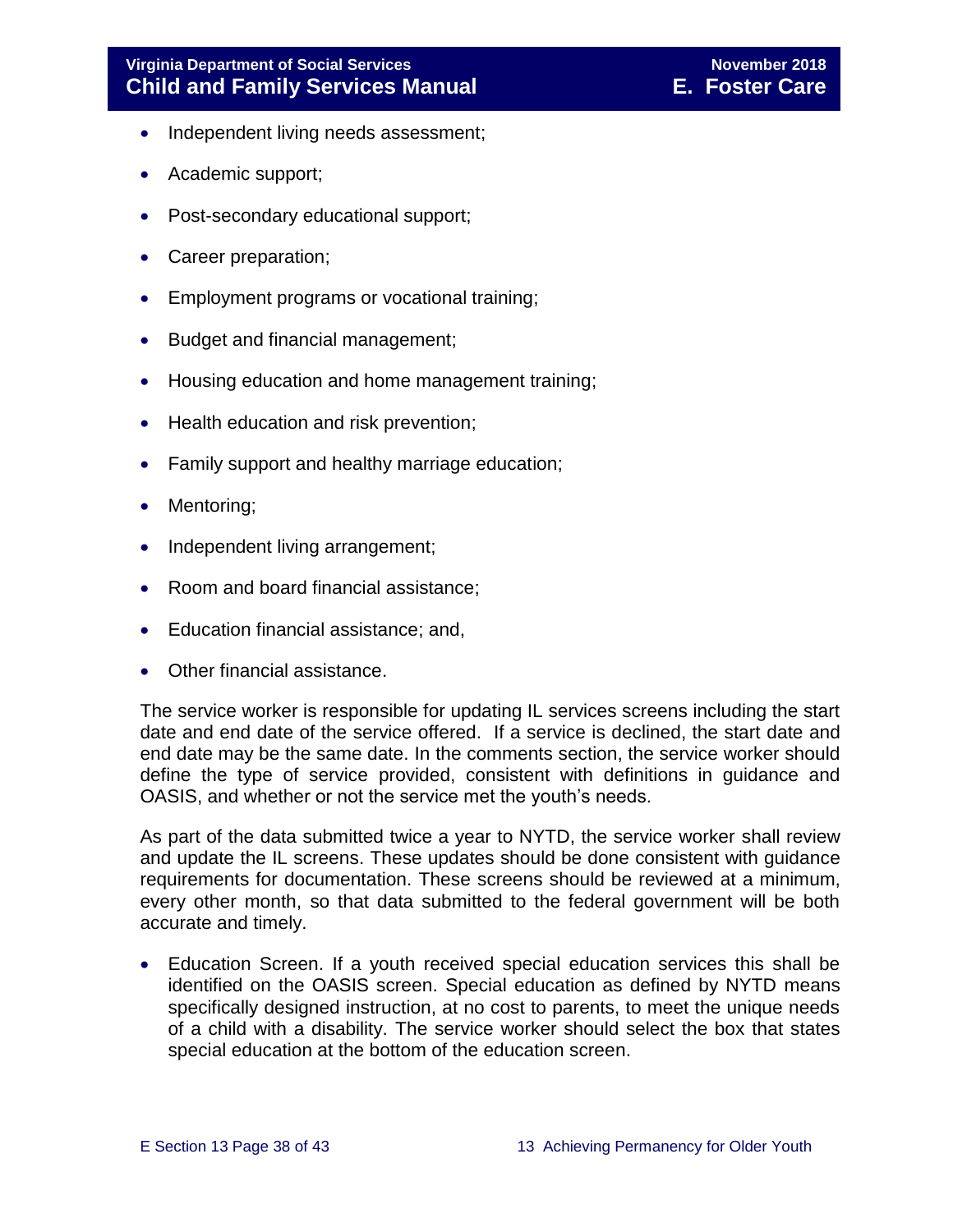- Independent living needs assessment;
- Academic support;
- Post-secondary educational support;
- Career preparation;
- Employment programs or vocational training;
- Budget and financial management;
- Housing education and home management training;
- Health education and risk prevention;
- Family support and healthy marriage education;
- Mentoring;
- Independent living arrangement;
- Room and board financial assistance;
- Education financial assistance; and,
- Other financial assistance.

The service worker is responsible for updating IL services screens including the start date and end date of the service offered. If a service is declined, the start date and end date may be the same date. In the comments section, the service worker should define the type of service provided, consistent with definitions in guidance and OASIS, and whether or not the service met the youth's needs.

As part of the data submitted twice a year to NYTD, the service worker shall review and update the IL screens. These updates should be done consistent with guidance requirements for documentation. These screens should be reviewed at a minimum, every other month, so that data submitted to the federal government will be both accurate and timely.

- Education Screen. If a youth received special education services this shall be identified on the OASIS screen. Special education as defined by NYTD means specifically designed instruction, at no cost to parents, to meet the unique needs of a child with a disability. The service worker should select the box that states special education at the bottom of the education screen.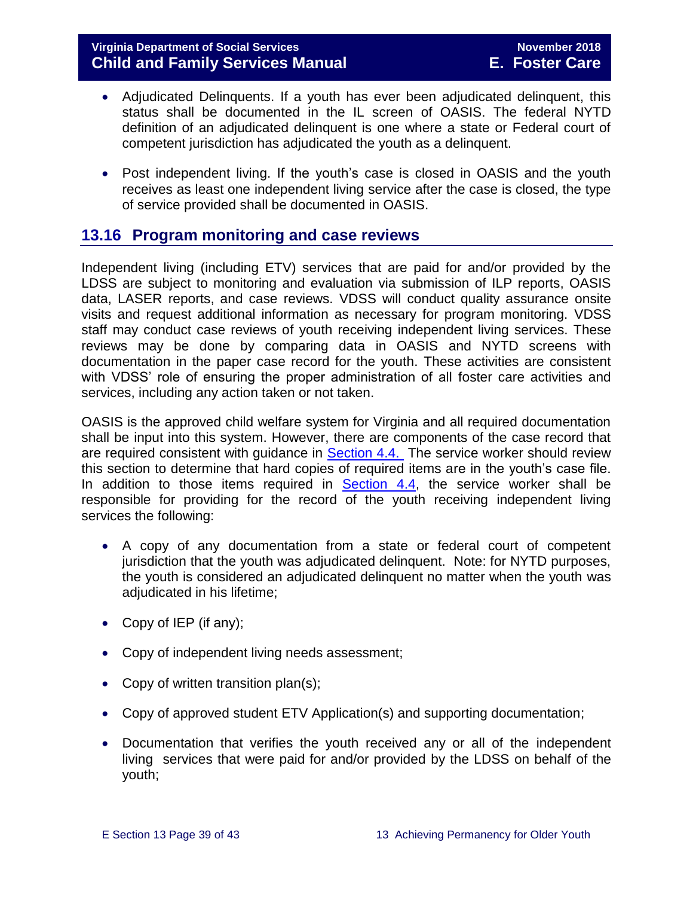- Adjudicated Delinquents. If a youth has ever been adjudicated delinquent, this status shall be documented in the IL screen of OASIS. The federal NYTD definition of an adjudicated delinquent is one where a state or Federal court of competent jurisdiction has adjudicated the youth as a delinquent.

- Post independent living. If the youth's case is closed in OASIS and the youth receives as least one independent living service after the case is closed, the type of service provided shall be documented in OASIS.

## 13.16 Program monitoring and case reviews

Independent living (including ETV) services that are paid for and/or provided by the LDSS are subject to monitoring and evaluation via submission of ILP reports, OASIS data, LASER reports, and case reviews. VDSS will conduct quality assurance onsite visits and request additional information as necessary for program monitoring. VDSS staff may conduct case reviews of youth receiving independent living services. These reviews may be done by comparing data in OASIS and NYTD screens with documentation in the paper case record for the youth. These activities are consistent with VDSS' role of ensuring the proper administration of all foster care activities and services, including any action taken or not taken.

OASIS is the approved child welfare system for Virginia and all required documentation shall be input into this system. However, there are components of the case record that are required consistent with guidance in Section 4.4. The service worker should review this section to determine that hard copies of required items are in the youth's case file. In addition to those items required in Section 4.4, the service worker shall be responsible for providing for the record of the youth receiving independent living services the following:

- A copy of any documentation from a state or federal court of competent jurisdiction that the youth was adjudicated delinquent. Note: for NYTD purposes, the youth is considered an adjudicated delinquent no matter when the youth was adjudicated in his lifetime;

- Copy of IEP (if any);

- Copy of independent living needs assessment;

- Copy of written transition plan(s);

- Copy of approved student ETV Application(s) and supporting documentation;

- Documentation that verifies the youth received any or all of the independent living services that were paid for and/or provided by the LDSS on behalf of the youth;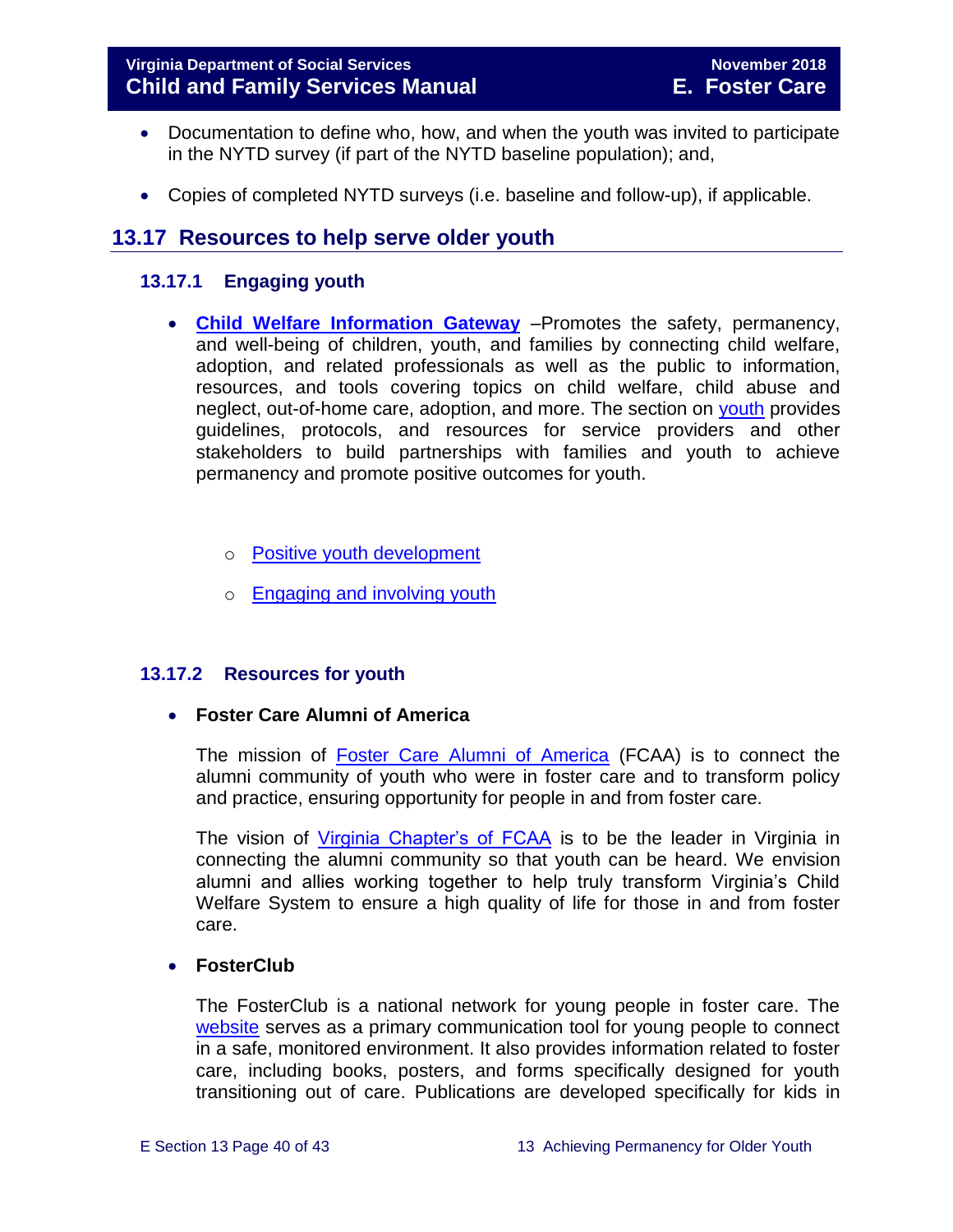- Documentation to define who, how, and when the youth was invited to participate in the NYTD survey (if part of the NYTD baseline population); and,
- Copies of completed NYTD surveys (i.e. baseline and follow-up), if applicable.

## 13.17 Resources to help serve older youth

### 13.17.1 Engaging youth

- **Child Welfare Information Gateway** –Promotes the safety, permanency, and well-being of children, youth, and families by connecting child welfare, adoption, and related professionals as well as the public to information, resources, and tools covering topics on child welfare, child abuse and neglect, out-of-home care, adoption, and more. The section on youth provides guidelines, protocols, and resources for service providers and other stakeholders to build partnerships with families and youth to achieve permanency and promote positive outcomes for youth.
    - Positive youth development
    - Engaging and involving youth

### 13.17.2 Resources for youth

- **Foster Care Alumni of America**

  The mission of Foster Care Alumni of America (FCAA) is to connect the alumni community of youth who were in foster care and to transform policy and practice, ensuring opportunity for people in and from foster care.

  The vision of Virginia Chapter's of FCAA is to be the leader in Virginia in connecting the alumni community so that youth can be heard. We envision alumni and allies working together to help truly transform Virginia's Child Welfare System to ensure a high quality of life for those in and from foster care.

- **FosterClub**

  The FosterClub is a national network for young people in foster care. The website serves as a primary communication tool for young people to connect in a safe, monitored environment. It also provides information related to foster care, including books, posters, and forms specifically designed for youth transitioning out of care. Publications are developed specifically for kids in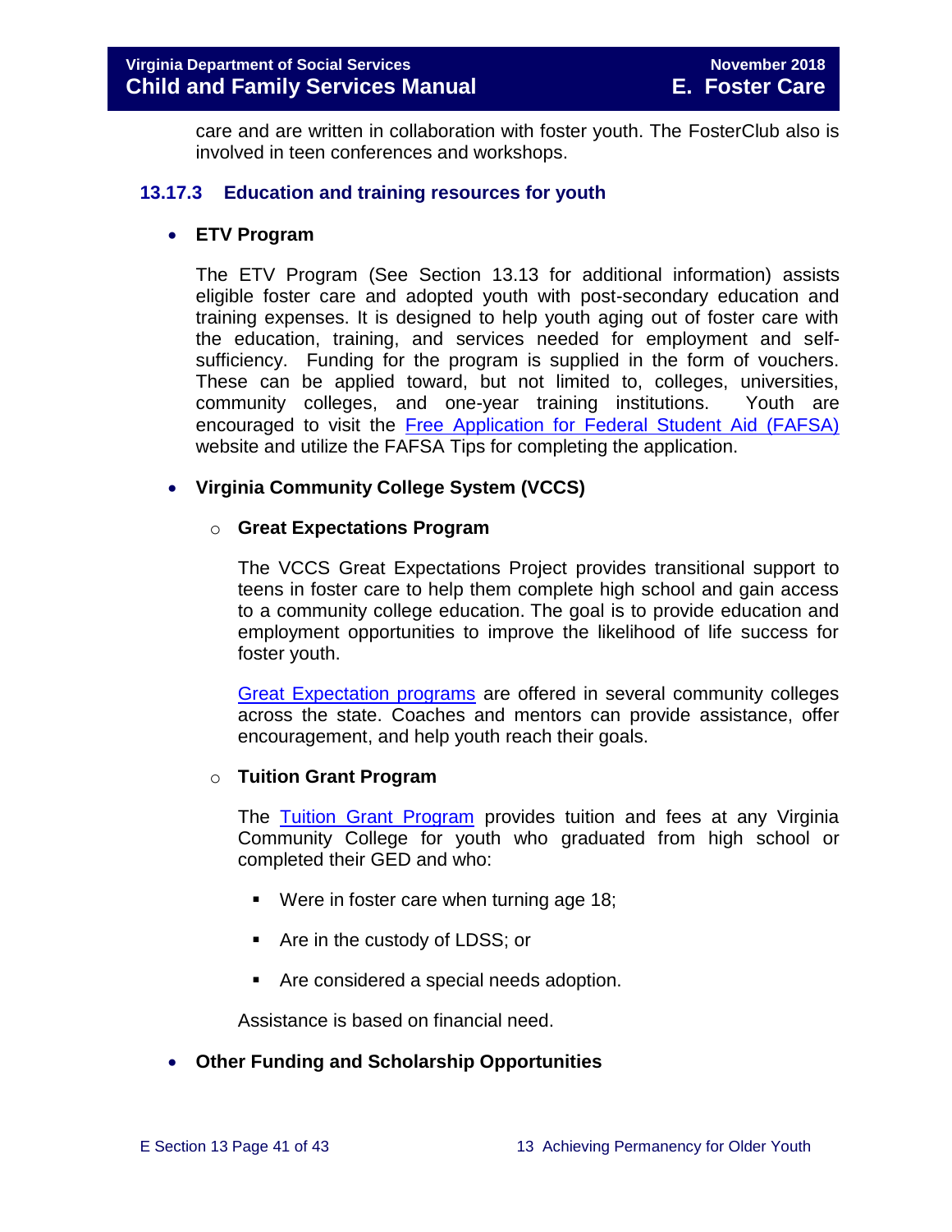care and are written in collaboration with foster youth. The FosterClub also is involved in teen conferences and workshops.

### 13.17.3 Education and training resources for youth

- **ETV Program**

  The ETV Program (See Section 13.13 for additional information) assists eligible foster care and adopted youth with post-secondary education and training expenses. It is designed to help youth aging out of foster care with the education, training, and services needed for employment and self-sufficiency. Funding for the program is supplied in the form of vouchers. These can be applied toward, but not limited to, colleges, universities, community colleges, and one-year training institutions. Youth are encouraged to visit the Free Application for Federal Student Aid (FAFSA) website and utilize the FAFSA Tips for completing the application.

- **Virginia Community College System (VCCS)**

  - **Great Expectations Program**

    The VCCS Great Expectations Project provides transitional support to teens in foster care to help them complete high school and gain access to a community college education. The goal is to provide education and employment opportunities to improve the likelihood of life success for foster youth.

    Great Expectation programs are offered in several community colleges across the state. Coaches and mentors can provide assistance, offer encouragement, and help youth reach their goals.

  - **Tuition Grant Program**

    The Tuition Grant Program provides tuition and fees at any Virginia Community College for youth who graduated from high school or completed their GED and who:

    - Were in foster care when turning age 18;
    - Are in the custody of LDSS; or
    - Are considered a special needs adoption.

    Assistance is based on financial need.

- **Other Funding and Scholarship Opportunities**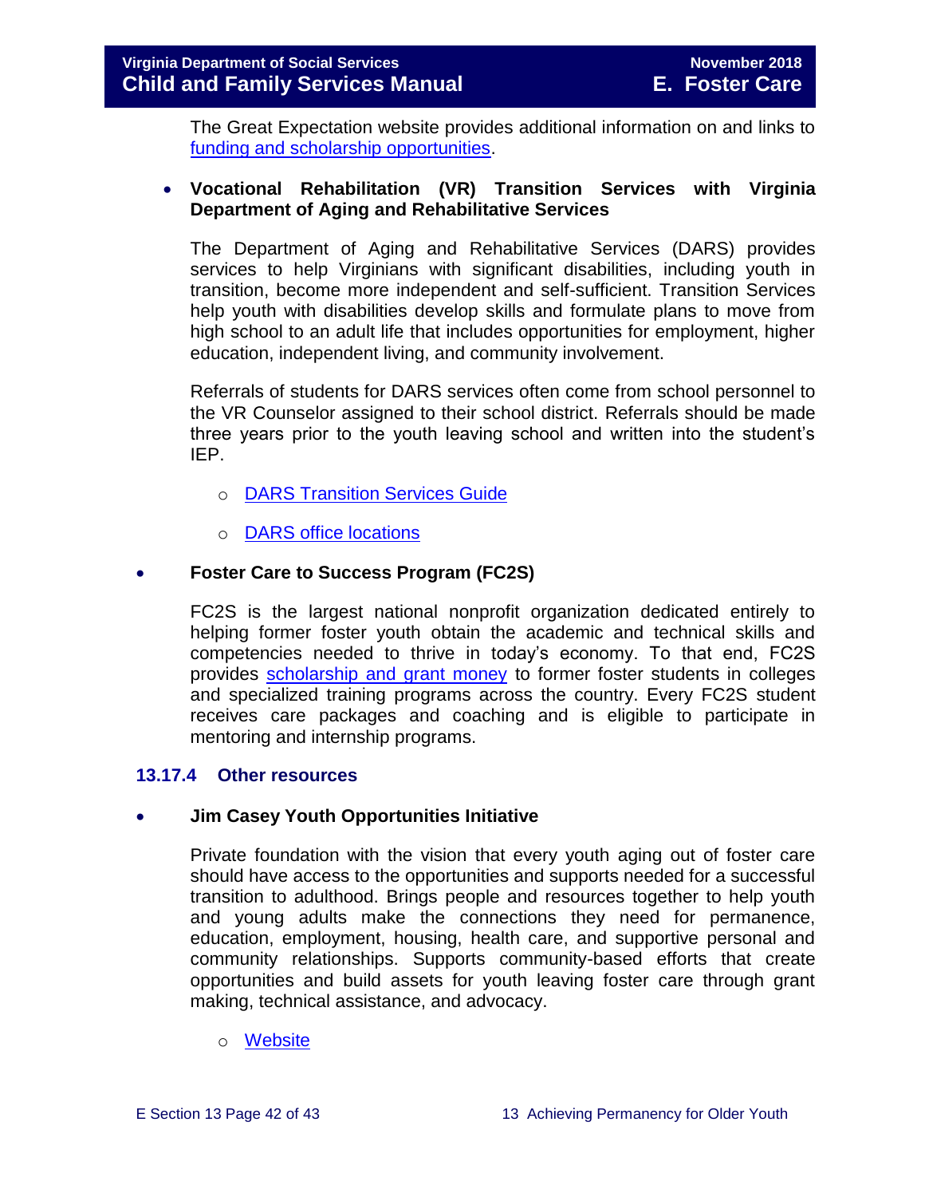The Great Expectation website provides additional information on and links to [funding and scholarship opportunities](#).

- **Vocational Rehabilitation (VR) Transition Services with Virginia Department of Aging and Rehabilitative Services**

  The Department of Aging and Rehabilitative Services (DARS) provides services to help Virginians with significant disabilities, including youth in transition, become more independent and self-sufficient. Transition Services help youth with disabilities develop skills and formulate plans to move from high school to an adult life that includes opportunities for employment, higher education, independent living, and community involvement.

  Referrals of students for DARS services often come from school personnel to the VR Counselor assigned to their school district. Referrals should be made three years prior to the youth leaving school and written into the student's IEP.

  - DARS Transition Services Guide
  - DARS office locations

- **Foster Care to Success Program (FC2S)**

  FC2S is the largest national nonprofit organization dedicated entirely to helping former foster youth obtain the academic and technical skills and competencies needed to thrive in today's economy. To that end, FC2S provides scholarship and grant money to former foster students in colleges and specialized training programs across the country. Every FC2S student receives care packages and coaching and is eligible to participate in mentoring and internship programs.

### 13.17.4 Other resources

- **Jim Casey Youth Opportunities Initiative**

  Private foundation with the vision that every youth aging out of foster care should have access to the opportunities and supports needed for a successful transition to adulthood. Brings people and resources together to help youth and young adults make the connections they need for permanence, education, employment, housing, health care, and supportive personal and community relationships. Supports community-based efforts that create opportunities and build assets for youth leaving foster care through grant making, technical assistance, and advocacy.

  - Website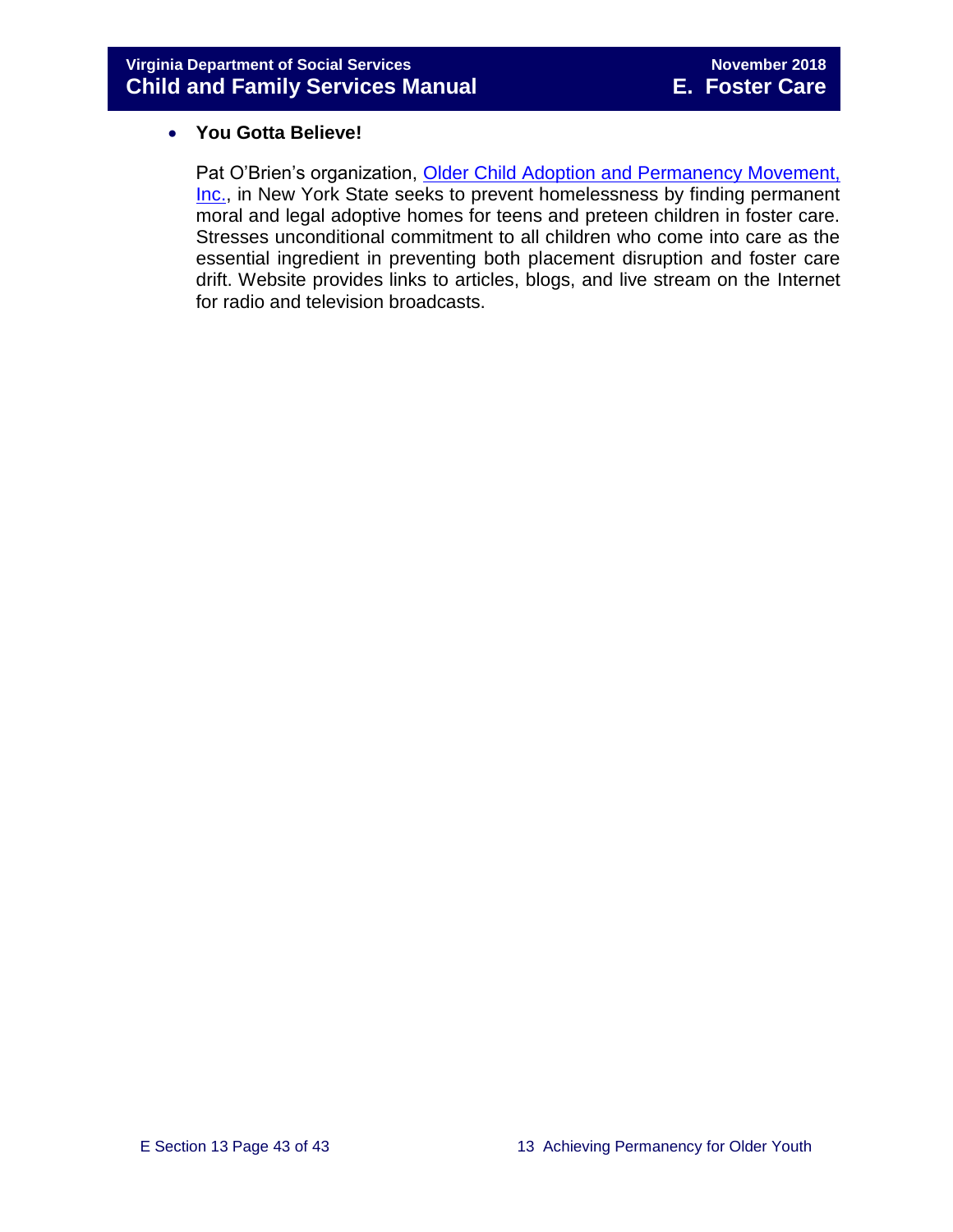- **You Gotta Believe!**

  Pat O'Brien's organization, Older Child Adoption and Permanency Movement, Inc., in New York State seeks to prevent homelessness by finding permanent moral and legal adoptive homes for teens and preteen children in foster care. Stresses unconditional commitment to all children who come into care as the essential ingredient in preventing both placement disruption and foster care drift. Website provides links to articles, blogs, and live stream on the Internet for radio and television broadcasts.